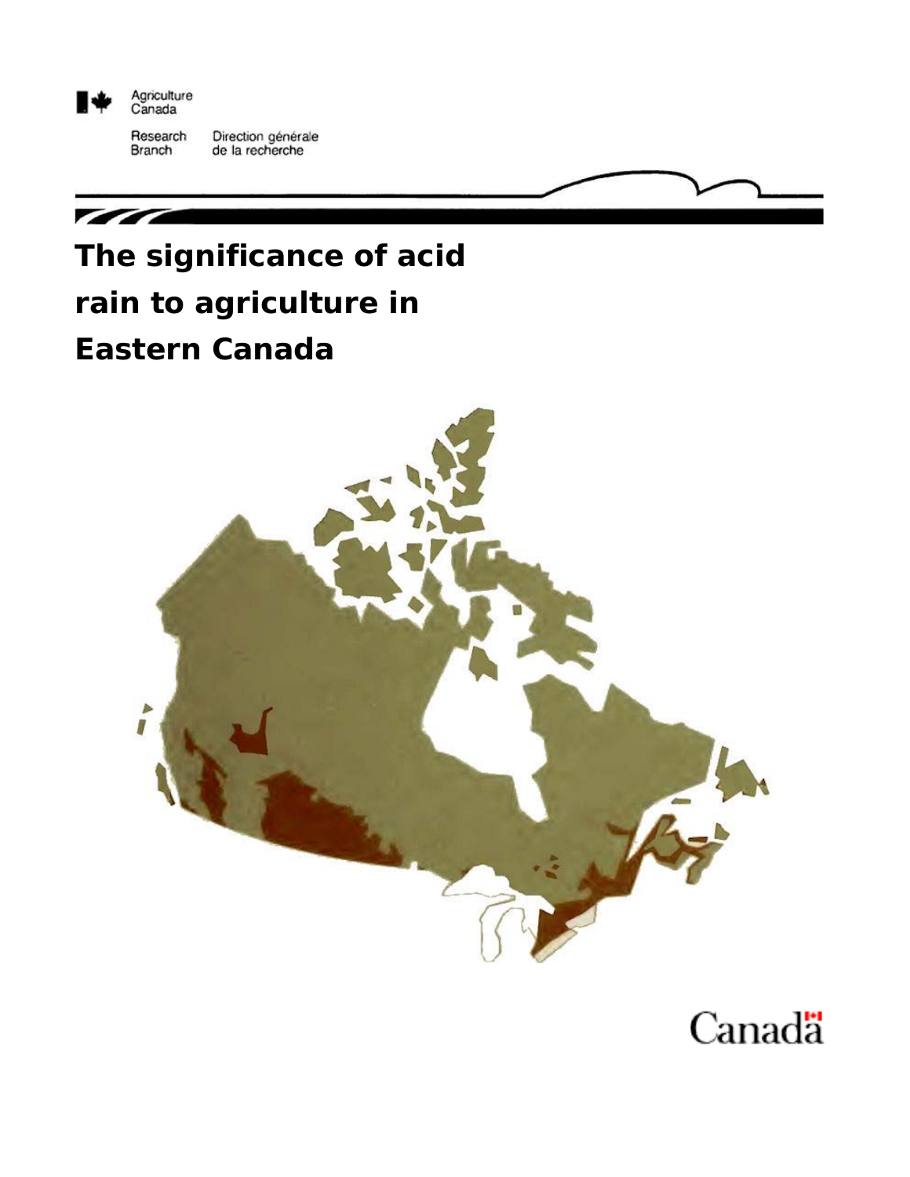Agriculture Canada

Research Branch | Direction générale de la recherche

# The significance of acid rain to agriculture in Eastern Canada

Canada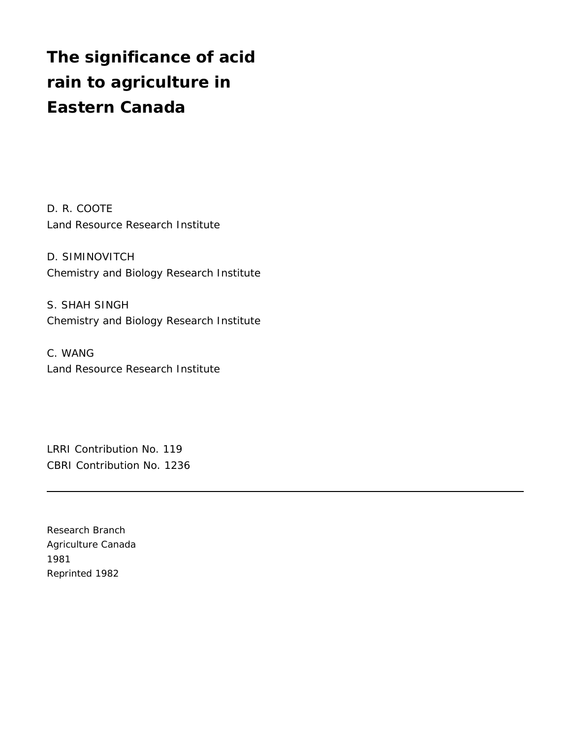# The significance of acid rain to agriculture in Eastern Canada

D. R. COOTE
Land Resource Research Institute

D. SIMINOVITCH
Chemistry and Biology Research Institute

S. SHAH SINGH
Chemistry and Biology Research Institute

C. WANG
Land Resource Research Institute

LRRI Contribution No. 119
CBRI Contribution No. 1236

---

Research Branch
Agriculture Canada
1981
Reprinted 1982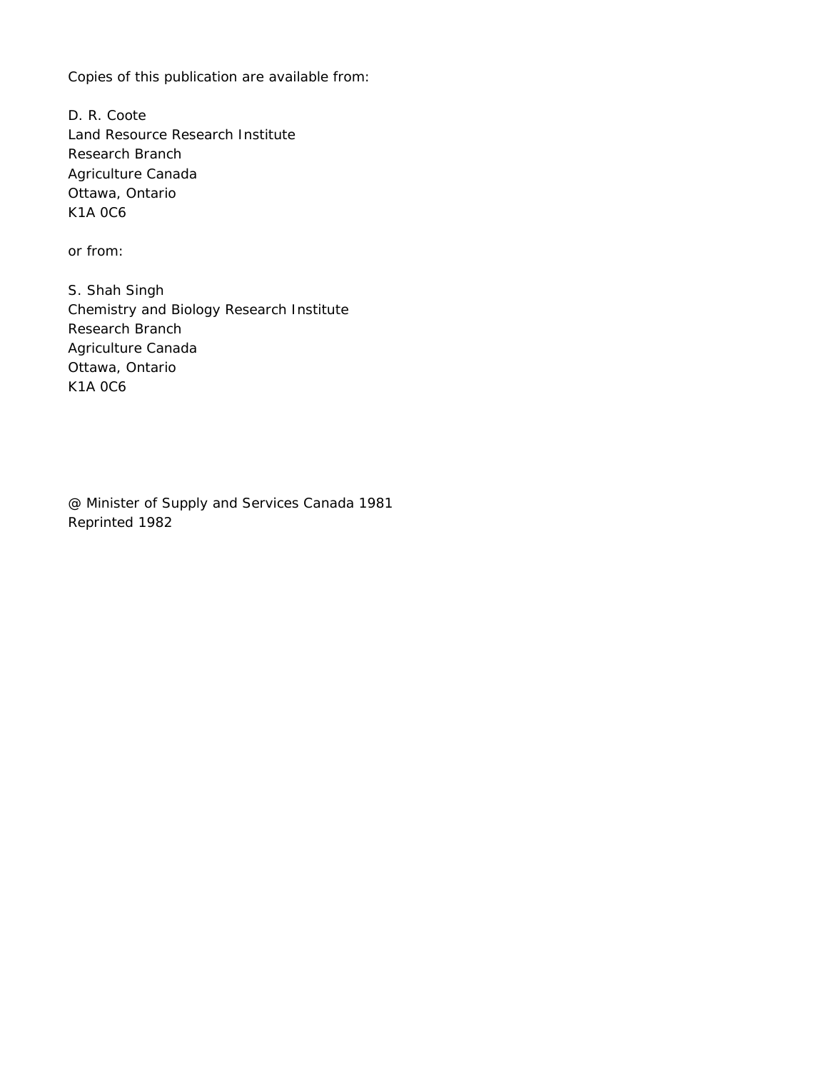Copies of this publication are available from:

D. R. Coote
Land Resource Research Institute
Research Branch
Agriculture Canada
Ottawa, Ontario
K1A 0C6

or from:

S. Shah Singh
Chemistry and Biology Research Institute
Research Branch
Agriculture Canada
Ottawa, Ontario
K1A 0C6

@ Minister of Supply and Services Canada 1981
Reprinted 1982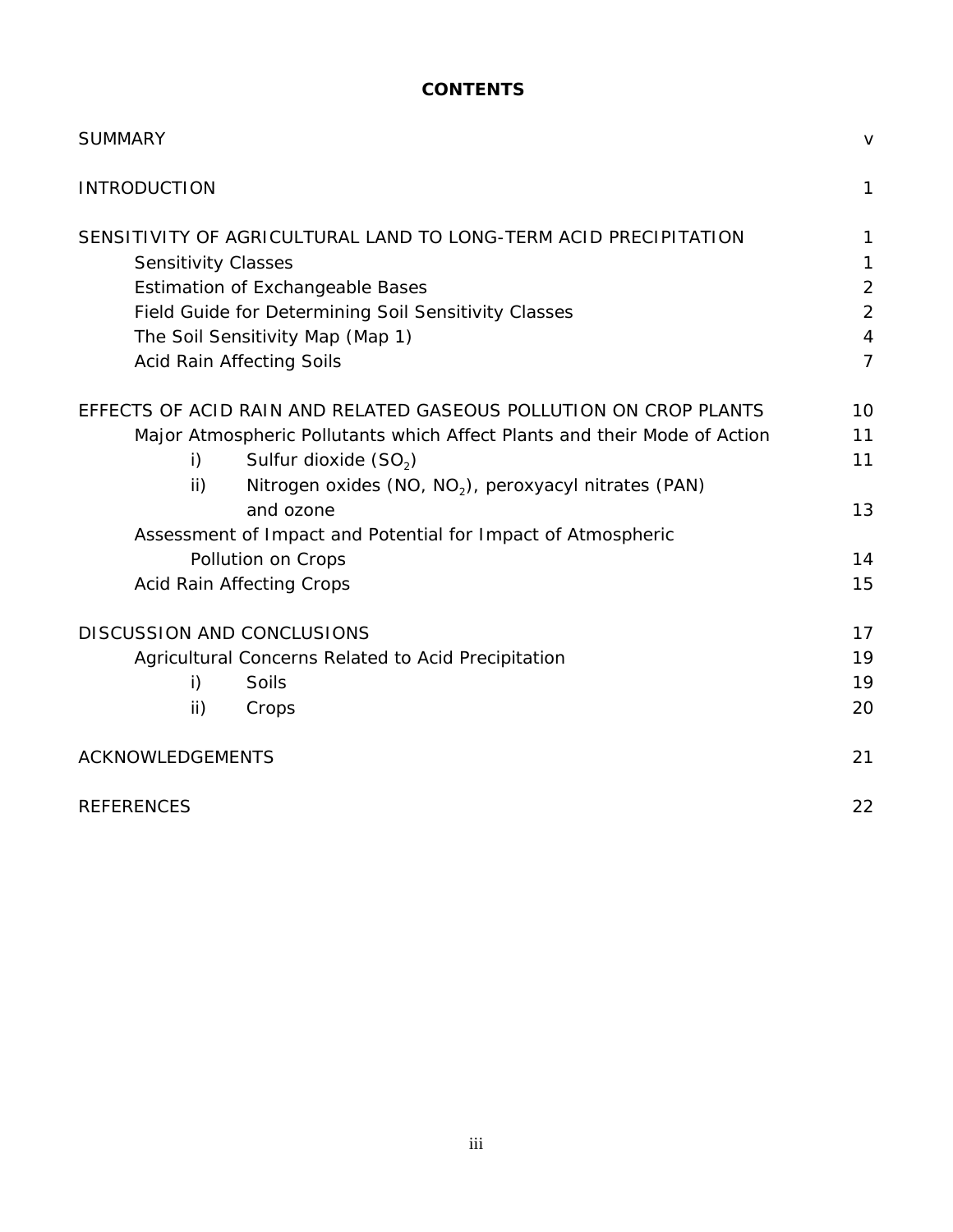# CONTENTS

| | |
|---|---|
| SUMMARY | v |
| INTRODUCTION | 1 |
| SENSITIVITY OF AGRICULTURAL LAND TO LONG-TERM ACID PRECIPITATION | 1 |
| Sensitivity Classes | 1 |
| Estimation of Exchangeable Bases | 2 |
| Field Guide for Determining Soil Sensitivity Classes | 2 |
| The Soil Sensitivity Map (Map 1) | 4 |
| Acid Rain Affecting Soils | 7 |
| EFFECTS OF ACID RAIN AND RELATED GASEOUS POLLUTION ON CROP PLANTS | 10 |
| Major Atmospheric Pollutants which Affect Plants and their Mode of Action | 11 |
| i) Sulfur dioxide ($SO_2$) | 11 |
| ii) Nitrogen oxides (NO, $NO_2$), peroxyacyl nitrates (PAN) and ozone | 13 |
| Assessment of Impact and Potential for Impact of Atmospheric Pollution on Crops | 14 |
| Acid Rain Affecting Crops | 15 |
| DISCUSSION AND CONCLUSIONS | 17 |
| Agricultural Concerns Related to Acid Precipitation | 19 |
| i) Soils | 19 |
| ii) Crops | 20 |
| ACKNOWLEDGEMENTS | 21 |
| REFERENCES | 22 |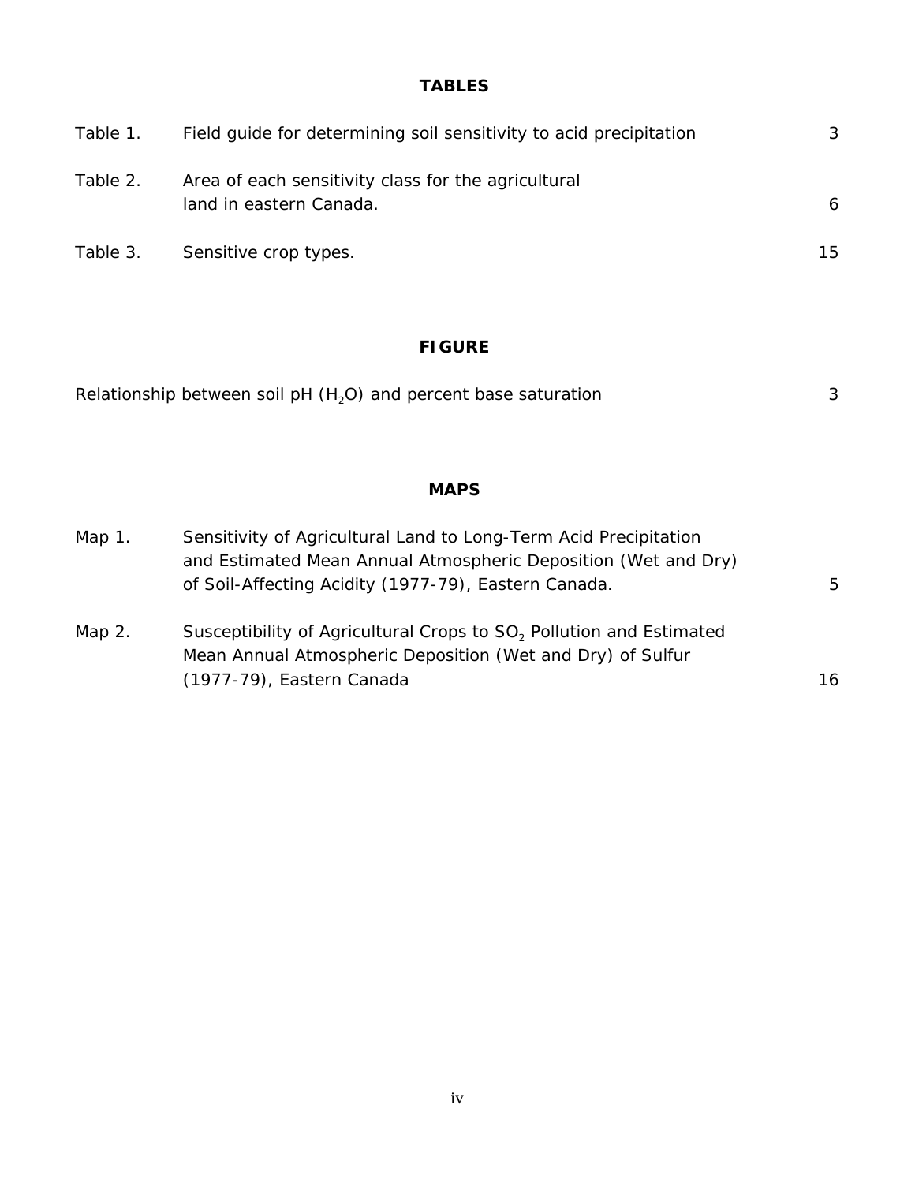## TABLES

| | | |
|---|---|---|
| Table 1. | Field guide for determining soil sensitivity to acid precipitation | 3 |
| Table 2. | Area of each sensitivity class for the agricultural land in eastern Canada. | 6 |
| Table 3. | Sensitive crop types. | 15 |

## FIGURE

| | |
|---|---|
| Relationship between soil pH ($H_2O$) and percent base saturation | 3 |

## MAPS

| | | |
|---|---|---|
| Map 1. | Sensitivity of Agricultural Land to Long-Term Acid Precipitation and Estimated Mean Annual Atmospheric Deposition (Wet and Dry) of Soil-Affecting Acidity (1977-79), Eastern Canada. | 5 |
| Map 2. | Susceptibility of Agricultural Crops to $SO_2$ Pollution and Estimated Mean Annual Atmospheric Deposition (Wet and Dry) of Sulfur (1977-79), Eastern Canada | 16 |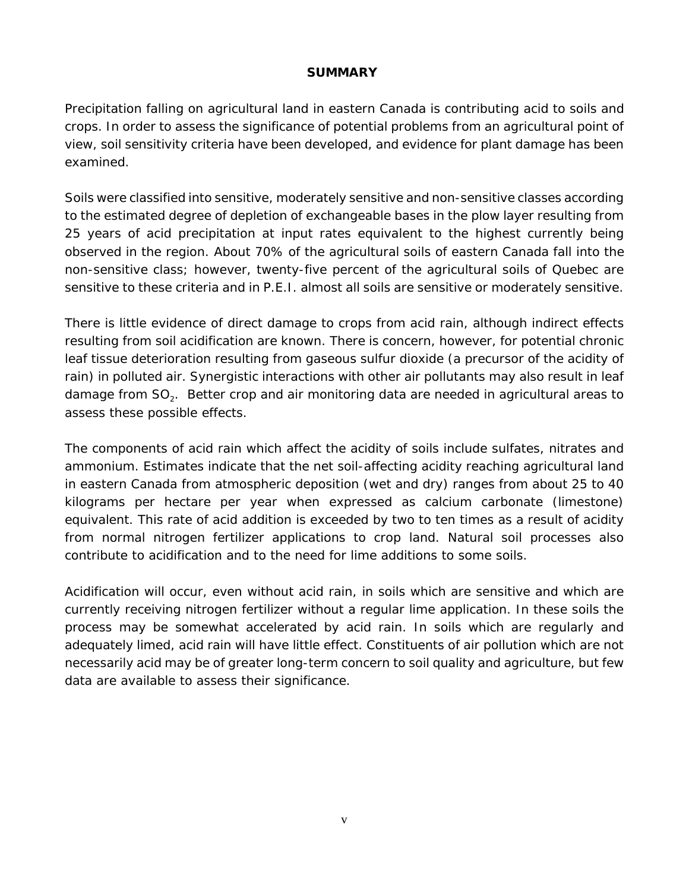## SUMMARY

Precipitation falling on agricultural land in eastern Canada is contributing acid to soils and crops. In order to assess the significance of potential problems from an agricultural point of view, soil sensitivity criteria have been developed, and evidence for plant damage has been examined.

Soils were classified into sensitive, moderately sensitive and non-sensitive classes according to the estimated degree of depletion of exchangeable bases in the plow layer resulting from 25 years of acid precipitation at input rates equivalent to the highest currently being observed in the region. About 70% of the agricultural soils of eastern Canada fall into the non-sensitive class; however, twenty-five percent of the agricultural soils of Quebec are sensitive to these criteria and in P.E.I. almost all soils are sensitive or moderately sensitive.

There is little evidence of direct damage to crops from acid rain, although indirect effects resulting from soil acidification are known. There is concern, however, for potential chronic leaf tissue deterioration resulting from gaseous sulfur dioxide (a precursor of the acidity of rain) in polluted air. Synergistic interactions with other air pollutants may also result in leaf damage from $SO_2$. Better crop and air monitoring data are needed in agricultural areas to assess these possible effects.

The components of acid rain which affect the acidity of soils include sulfates, nitrates and ammonium. Estimates indicate that the net soil-affecting acidity reaching agricultural land in eastern Canada from atmospheric deposition (wet and dry) ranges from about 25 to 40 kilograms per hectare per year when expressed as calcium carbonate (limestone) equivalent. This rate of acid addition is exceeded by two to ten times as a result of acidity from normal nitrogen fertilizer applications to crop land. Natural soil processes also contribute to acidification and to the need for lime additions to some soils.

Acidification will occur, even without acid rain, in soils which are sensitive and which are currently receiving nitrogen fertilizer without a regular lime application. In these soils the process may be somewhat accelerated by acid rain. In soils which are regularly and adequately limed, acid rain will have little effect. Constituents of air pollution which are not necessarily acid may be of greater long-term concern to soil quality and agriculture, but few data are available to assess their significance.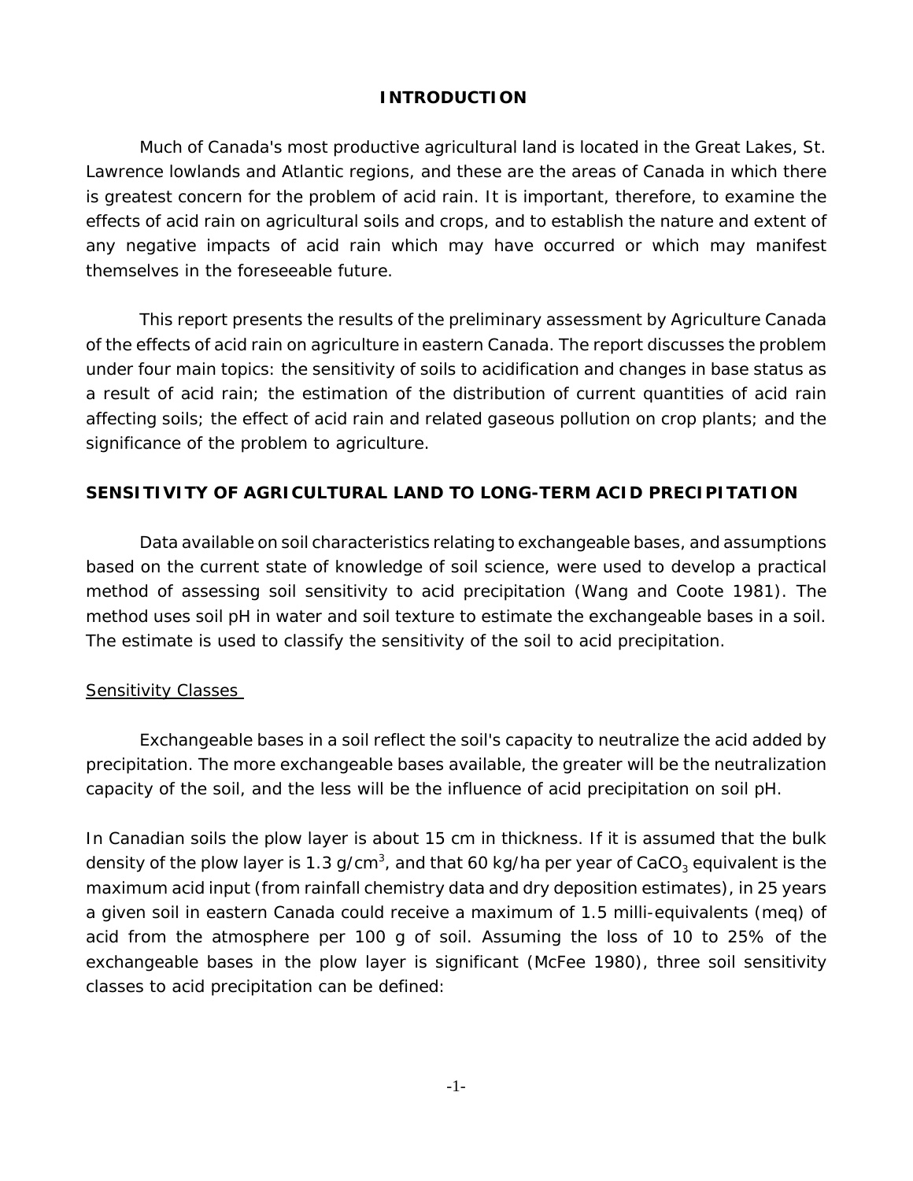## INTRODUCTION

Much of Canada's most productive agricultural land is located in the Great Lakes, St. Lawrence lowlands and Atlantic regions, and these are the areas of Canada in which there is greatest concern for the problem of acid rain. It is important, therefore, to examine the effects of acid rain on agricultural soils and crops, and to establish the nature and extent of any negative impacts of acid rain which may have occurred or which may manifest themselves in the foreseeable future.

This report presents the results of the preliminary assessment by Agriculture Canada of the effects of acid rain on agriculture in eastern Canada. The report discusses the problem under four main topics: the sensitivity of soils to acidification and changes in base status as a result of acid rain; the estimation of the distribution of current quantities of acid rain affecting soils; the effect of acid rain and related gaseous pollution on crop plants; and the significance of the problem to agriculture.

## SENSITIVITY OF AGRICULTURAL LAND TO LONG-TERM ACID PRECIPITATION

Data available on soil characteristics relating to exchangeable bases, and assumptions based on the current state of knowledge of soil science, were used to develop a practical method of assessing soil sensitivity to acid precipitation (Wang and Coote 1981). The method uses soil pH in water and soil texture to estimate the exchangeable bases in a soil. The estimate is used to classify the sensitivity of the soil to acid precipitation.

### Sensitivity Classes

Exchangeable bases in a soil reflect the soil's capacity to neutralize the acid added by precipitation. The more exchangeable bases available, the greater will be the neutralization capacity of the soil, and the less will be the influence of acid precipitation on soil pH.

In Canadian soils the plow layer is about 15 cm in thickness. If it is assumed that the bulk density of the plow layer is 1.3 g/cm$^3$, and that 60 kg/ha per year of $CaCO_3$ equivalent is the maximum acid input (from rainfall chemistry data and dry deposition estimates), in 25 years a given soil in eastern Canada could receive a maximum of 1.5 milli-equivalents (meq) of acid from the atmosphere per 100 g of soil. Assuming the loss of 10 to 25% of the exchangeable bases in the plow layer is significant (McFee 1980), three soil sensitivity classes to acid precipitation can be defined: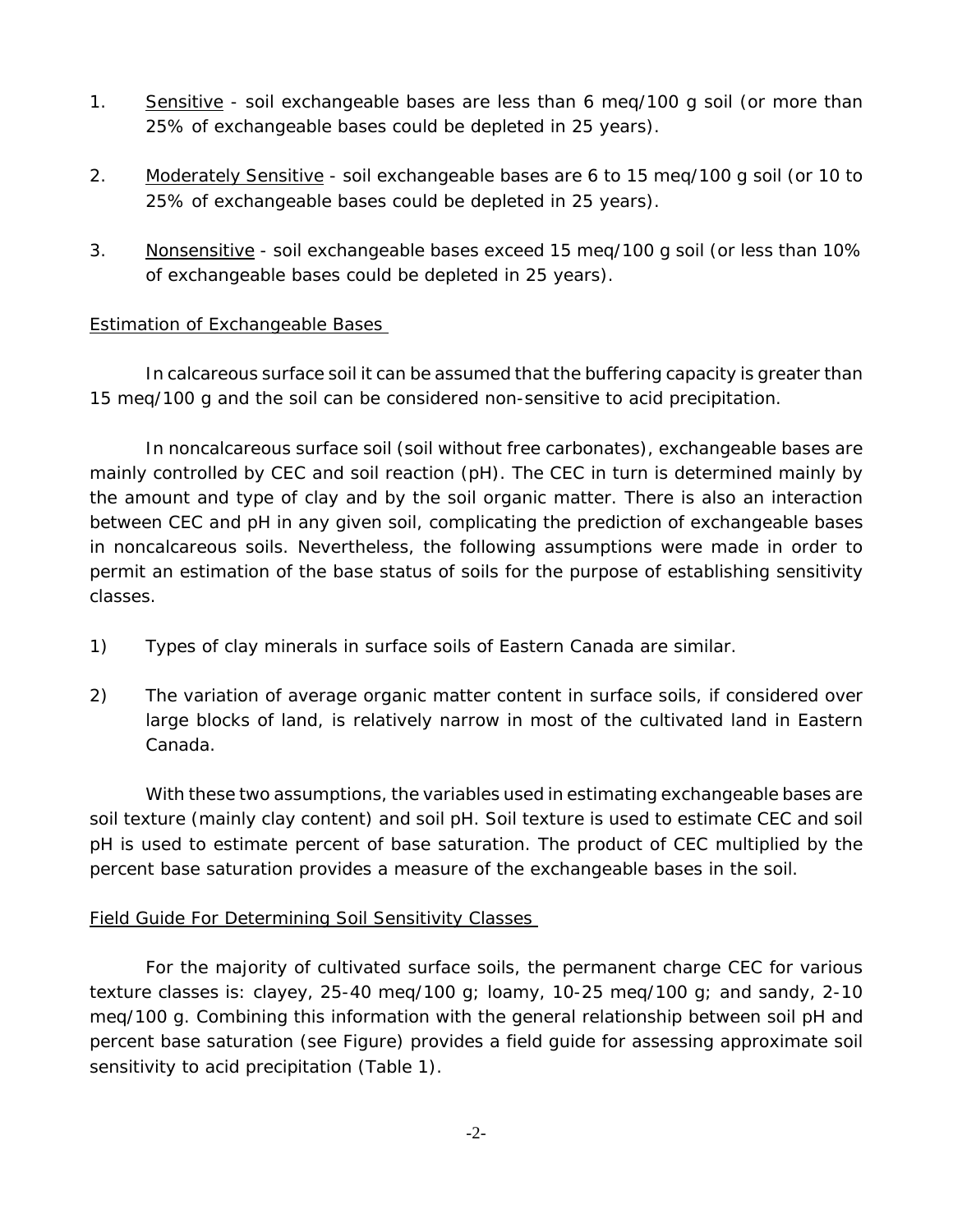1. Sensitive - soil exchangeable bases are less than 6 meq/100 g soil (or more than 25% of exchangeable bases could be depleted in 25 years).

2. Moderately Sensitive - soil exchangeable bases are 6 to 15 meq/100 g soil (or 10 to 25% of exchangeable bases could be depleted in 25 years).

3. Nonsensitive - soil exchangeable bases exceed 15 meq/100 g soil (or less than 10% of exchangeable bases could be depleted in 25 years).

## Estimation of Exchangeable Bases

In calcareous surface soil it can be assumed that the buffering capacity is greater than 15 meq/100 g and the soil can be considered non-sensitive to acid precipitation.

In noncalcareous surface soil (soil without free carbonates), exchangeable bases are mainly controlled by CEC and soil reaction (pH). The CEC in turn is determined mainly by the amount and type of clay and by the soil organic matter. There is also an interaction between CEC and pH in any given soil, complicating the prediction of exchangeable bases in noncalcareous soils. Nevertheless, the following assumptions were made in order to permit an estimation of the base status of soils for the purpose of establishing sensitivity classes.

1) Types of clay minerals in surface soils of Eastern Canada are similar.

2) The variation of average organic matter content in surface soils, if considered over large blocks of land, is relatively narrow in most of the cultivated land in Eastern Canada.

With these two assumptions, the variables used in estimating exchangeable bases are soil texture (mainly clay content) and soil pH. Soil texture is used to estimate CEC and soil pH is used to estimate percent of base saturation. The product of CEC multiplied by the percent base saturation provides a measure of the exchangeable bases in the soil.

## Field Guide For Determining Soil Sensitivity Classes

For the majority of cultivated surface soils, the permanent charge CEC for various texture classes is: clayey, 25-40 meq/100 g; loamy, 10-25 meq/100 g; and sandy, 2-10 meq/100 g. Combining this information with the general relationship between soil pH and percent base saturation (see Figure) provides a field guide for assessing approximate soil sensitivity to acid precipitation (Table 1).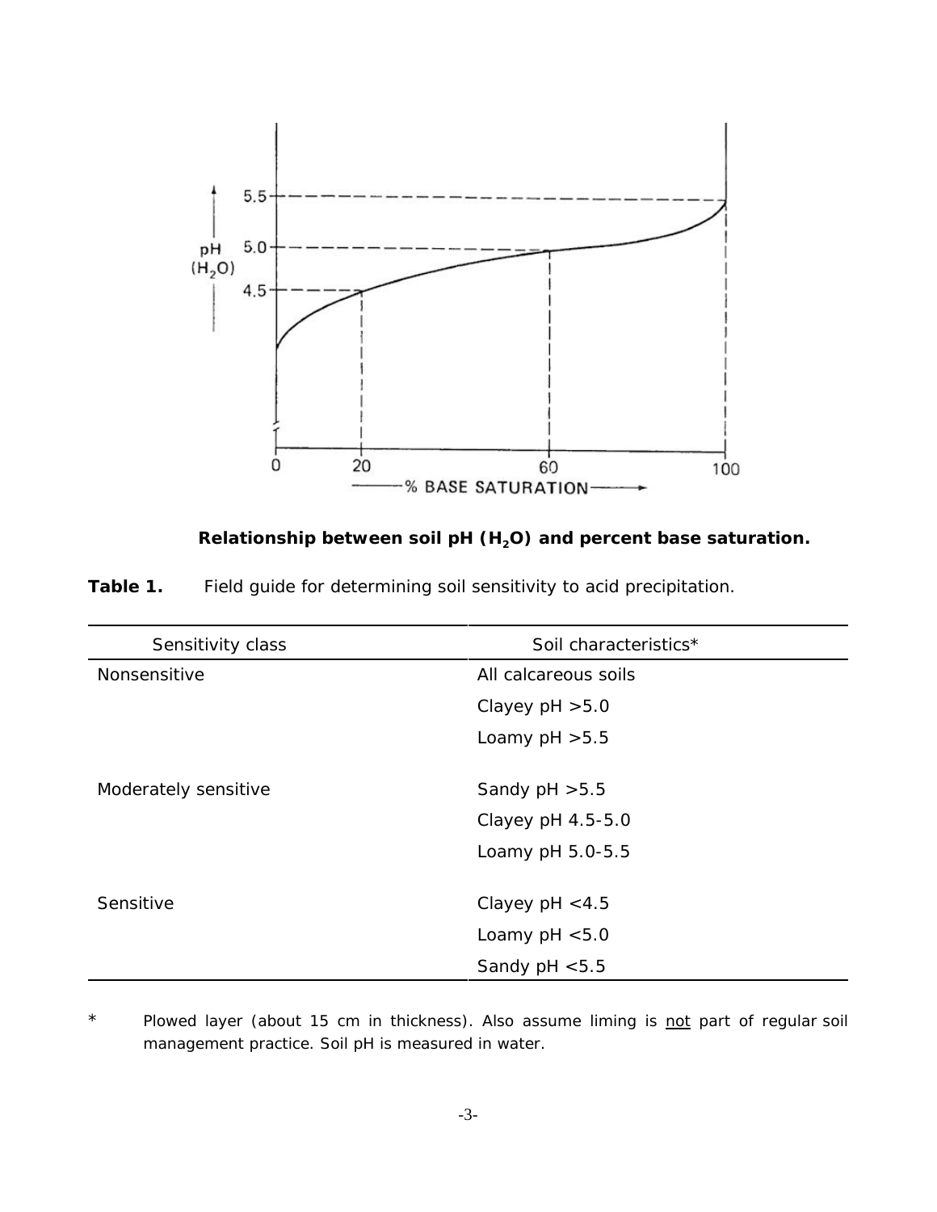**Relationship between soil pH ($H_2O$) and percent base saturation.**

**Table 1.** Field guide for determining soil sensitivity to acid precipitation.

| Sensitivity class | Soil characteristics* |
|---|---|
| Nonsensitive | All calcareous soils |
| | Clayey pH >5.0 |
| | Loamy pH >5.5 |
| Moderately sensitive | Sandy pH >5.5 |
| | Clayey pH 4.5-5.0 |
| | Loamy pH 5.0-5.5 |
| Sensitive | Clayey pH <4.5 |
| | Loamy pH <5.0 |
| | Sandy pH <5.5 |

\* Plowed layer (about 15 cm in thickness). Also assume liming is not part of regular soil management practice. Soil pH is measured in water.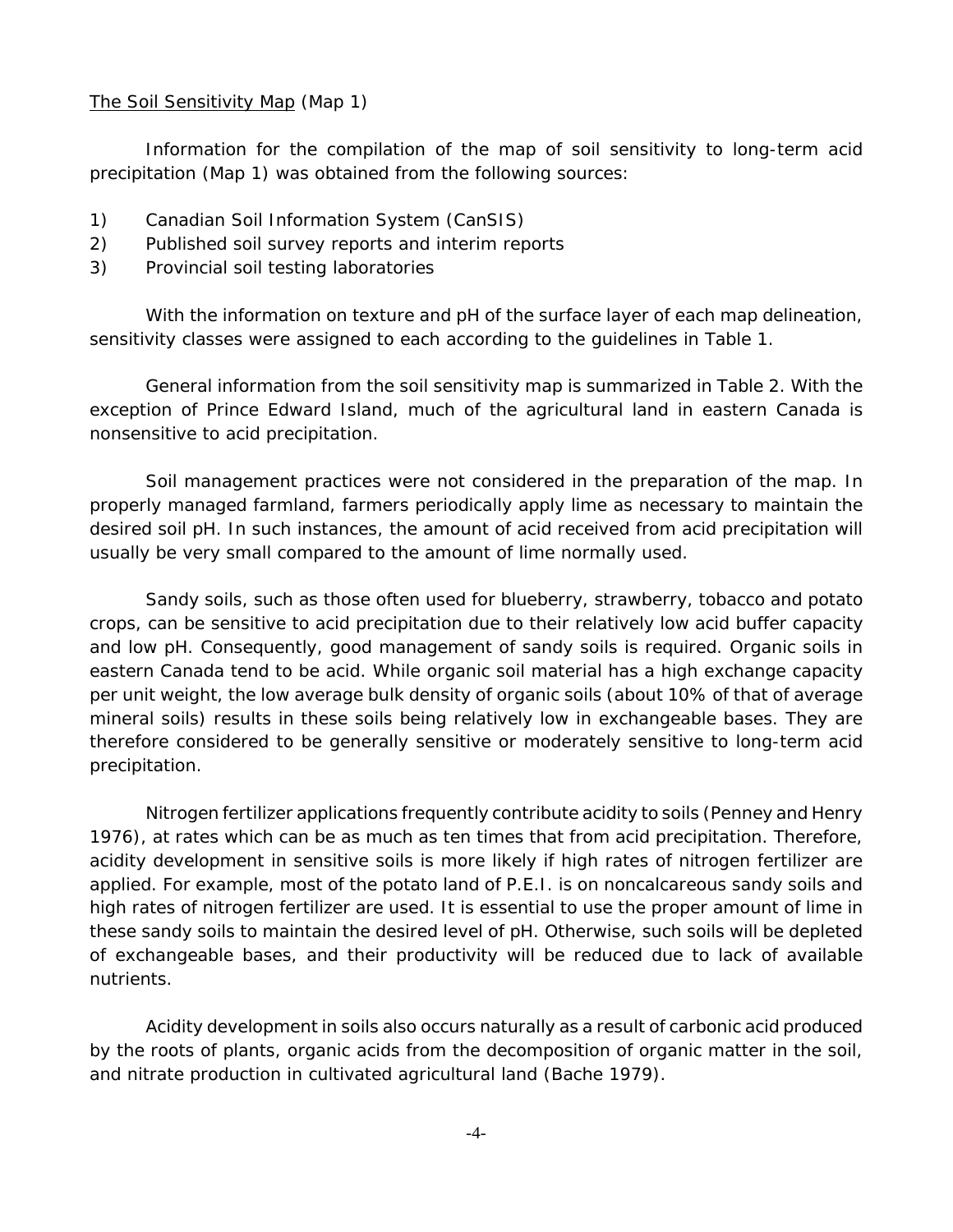The Soil Sensitivity Map (Map 1)

Information for the compilation of the map of soil sensitivity to long-term acid precipitation (Map 1) was obtained from the following sources:

1) Canadian Soil Information System (CanSIS)
2) Published soil survey reports and interim reports
3) Provincial soil testing laboratories

With the information on texture and pH of the surface layer of each map delineation, sensitivity classes were assigned to each according to the guidelines in Table 1.

General information from the soil sensitivity map is summarized in Table 2. With the exception of Prince Edward Island, much of the agricultural land in eastern Canada is nonsensitive to acid precipitation.

Soil management practices were not considered in the preparation of the map. In properly managed farmland, farmers periodically apply lime as necessary to maintain the desired soil pH. In such instances, the amount of acid received from acid precipitation will usually be very small compared to the amount of lime normally used.

Sandy soils, such as those often used for blueberry, strawberry, tobacco and potato crops, can be sensitive to acid precipitation due to their relatively low acid buffer capacity and low pH. Consequently, good management of sandy soils is required. Organic soils in eastern Canada tend to be acid. While organic soil material has a high exchange capacity per unit weight, the low average bulk density of organic soils (about 10% of that of average mineral soils) results in these soils being relatively low in exchangeable bases. They are therefore considered to be generally sensitive or moderately sensitive to long-term acid precipitation.

Nitrogen fertilizer applications frequently contribute acidity to soils (Penney and Henry 1976), at rates which can be as much as ten times that from acid precipitation. Therefore, acidity development in sensitive soils is more likely if high rates of nitrogen fertilizer are applied. For example, most of the potato land of P.E.I. is on noncalcareous sandy soils and high rates of nitrogen fertilizer are used. It is essential to use the proper amount of lime in these sandy soils to maintain the desired level of pH. Otherwise, such soils will be depleted of exchangeable bases, and their productivity will be reduced due to lack of available nutrients.

Acidity development in soils also occurs naturally as a result of carbonic acid produced by the roots of plants, organic acids from the decomposition of organic matter in the soil, and nitrate production in cultivated agricultural land (Bache 1979).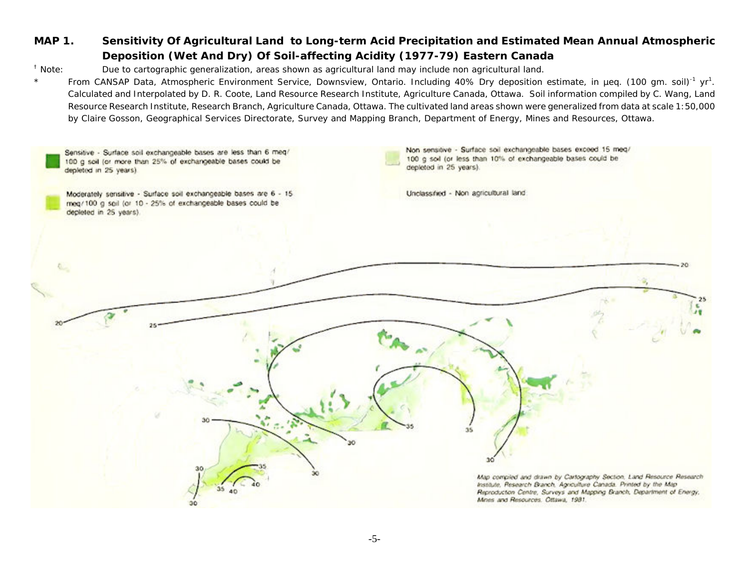**MAP 1. Sensitivity Of Agricultural Land to Long-term Acid Precipitation and Estimated Mean Annual Atmospheric Deposition (Wet And Dry) Of Soil-affecting Acidity (1977-79) Eastern Canada**

† Note: Due to cartographic generalization, areas shown as agricultural land may include non agricultural land.

\* From CANSAP Data, Atmospheric Environment Service, Downsview, Ontario. Including 40% Dry deposition estimate, in µeq. (100 gm. soil)$^{-1}$ yr$^{1}$. Calculated and Interpolated by D. R. Coote, Land Resource Research Institute, Agriculture Canada, Ottawa. Soil information compiled by C. Wang, Land Resource Research Institute, Research Branch, Agriculture Canada, Ottawa. The cultivated land areas shown were generalized from data at scale 1:50,000 by Claire Gosson, Geographical Services Directorate, Survey and Mapping Branch, Department of Energy, Mines and Resources, Ottawa.

Sensitive - Surface soil exchangeable bases are less than 6 meq/100 g soil (or more than 25% of exchangeable bases could be depleted in 25 years).

Moderately sensitive - Surface soil exchangeable bases are 6 - 15 meq/100 g soil (or 10 - 25% of exchangeable bases could be depleted in 25 years).

Non sensitive - Surface soil exchangeable bases exceed 15 meq/100 g soil (or less than 10% of exchangeable bases could be depleted in 25 years).

Unclassified - Non agricultural land

Map compiled and drawn by Cartography Section, Land Resource Research Institute, Research Branch, Agriculture Canada. Printed by the Map Reproduction Centre, Surveys and Mapping Branch, Department of Energy, Mines and Resources. Ottawa, 1981.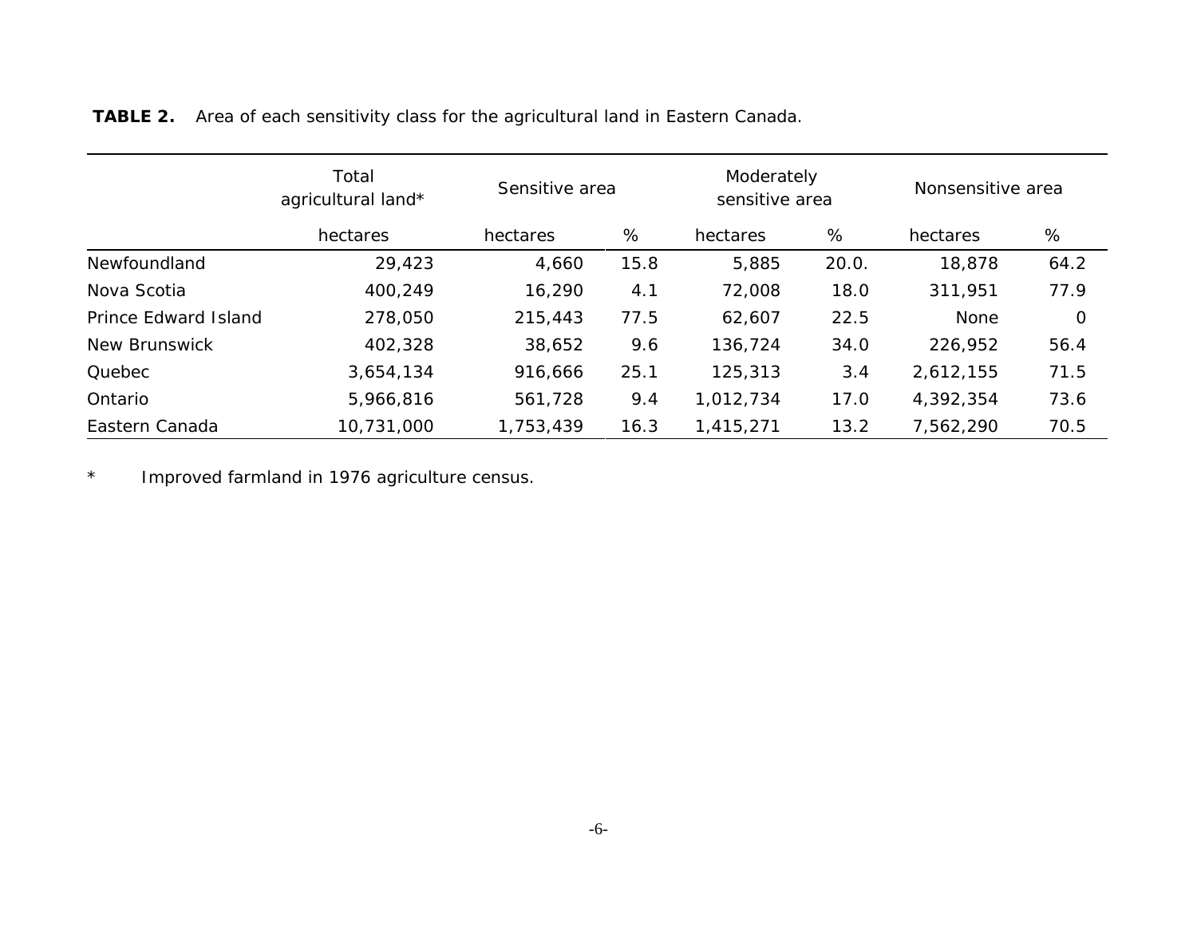**TABLE 2.** Area of each sensitivity class for the agricultural land in Eastern Canada.

| | Total agricultural land* | Sensitive area | | Moderately sensitive area | | Nonsensitive area | |
|---|---|---|---|---|---|---|---|
| | hectares | hectares | % | hectares | % | hectares | % |
| Newfoundland | 29,423 | 4,660 | 15.8 | 5,885 | 20.0. | 18,878 | 64.2 |
| Nova Scotia | 400,249 | 16,290 | 4.1 | 72,008 | 18.0 | 311,951 | 77.9 |
| Prince Edward Island | 278,050 | 215,443 | 77.5 | 62,607 | 22.5 | None | 0 |
| New Brunswick | 402,328 | 38,652 | 9.6 | 136,724 | 34.0 | 226,952 | 56.4 |
| Quebec | 3,654,134 | 916,666 | 25.1 | 125,313 | 3.4 | 2,612,155 | 71.5 |
| Ontario | 5,966,816 | 561,728 | 9.4 | 1,012,734 | 17.0 | 4,392,354 | 73.6 |
| Eastern Canada | 10,731,000 | 1,753,439 | 16.3 | 1,415,271 | 13.2 | 7,562,290 | 70.5 |

\* Improved farmland in 1976 agriculture census.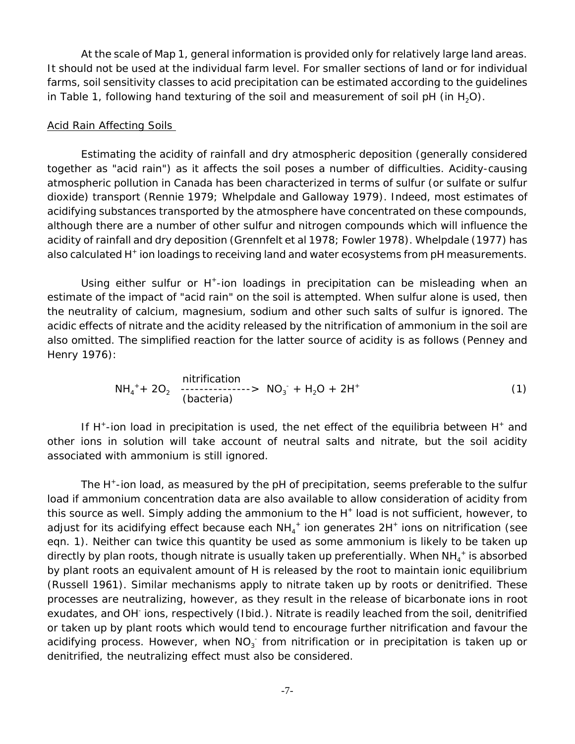At the scale of Map 1, general information is provided only for relatively large land areas. It should not be used at the individual farm level. For smaller sections of land or for individual farms, soil sensitivity classes to acid precipitation can be estimated according to the guidelines in Table 1, following hand texturing of the soil and measurement of soil pH (in $H_2O$).

## Acid Rain Affecting Soils

Estimating the acidity of rainfall and dry atmospheric deposition (generally considered together as "acid rain") as it affects the soil poses a number of difficulties. Acidity-causing atmospheric pollution in Canada has been characterized in terms of sulfur (or sulfate or sulfur dioxide) transport (Rennie 1979; Whelpdale and Galloway 1979). Indeed, most estimates of acidifying substances transported by the atmosphere have concentrated on these compounds, although there are a number of other sulfur and nitrogen compounds which will influence the acidity of rainfall and dry deposition (Grennfelt et al 1978; Fowler 1978). Whelpdale (1977) has also calculated $H^+$ ion loadings to receiving land and water ecosystems from pH measurements.

Using either sulfur or $H^+$-ion loadings in precipitation can be misleading when an estimate of the impact of "acid rain" on the soil is attempted. When sulfur alone is used, then the neutrality of calcium, magnesium, sodium and other such salts of sulfur is ignored. The acidic effects of nitrate and the acidity released by the nitrification of ammonium in the soil are also omitted. The simplified reaction for the latter source of acidity is as follows (Penney and Henry 1976):

$$NH_4^+ + 2O_2 \xrightarrow[\text{(bacteria)}]{\text{nitrification}} NO_3^- + H_2O + 2H^+ \qquad (1)$$

If $H^+$-ion load in precipitation is used, the net effect of the equilibria between $H^+$ and other ions in solution will take account of neutral salts and nitrate, but the soil acidity associated with ammonium is still ignored.

The $H^+$-ion load, as measured by the pH of precipitation, seems preferable to the sulfur load if ammonium concentration data are also available to allow consideration of acidity from this source as well. Simply adding the ammonium to the $H^+$ load is not sufficient, however, to adjust for its acidifying effect because each $NH_4^+$ ion generates $2H^+$ ions on nitrification (see eqn. 1). Neither can twice this quantity be used as some ammonium is likely to be taken up directly by plan roots, though nitrate is usually taken up preferentially. When $NH_4^+$ is absorbed by plant roots an equivalent amount of H is released by the root to maintain ionic equilibrium (Russell 1961). Similar mechanisms apply to nitrate taken up by roots or denitrified. These processes are neutralizing, however, as they result in the release of bicarbonate ions in root exudates, and $OH^-$ ions, respectively (Ibid.). Nitrate is readily leached from the soil, denitrified or taken up by plant roots which would tend to encourage further nitrification and favour the acidifying process. However, when $NO_3^-$ from nitrification or in precipitation is taken up or denitrified, the neutralizing effect must also be considered.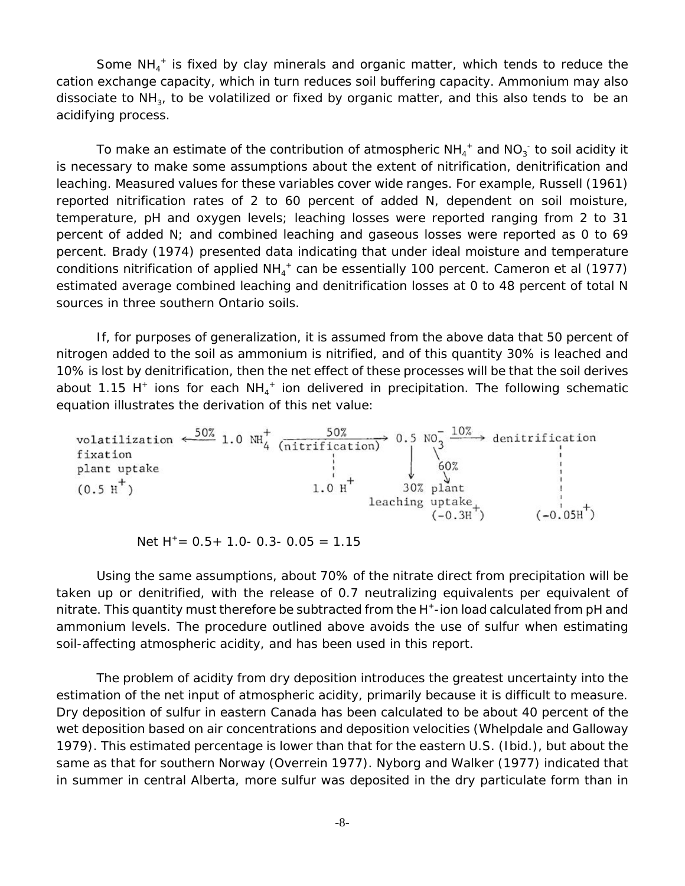Some $NH_4^+$ is fixed by clay minerals and organic matter, which tends to reduce the cation exchange capacity, which in turn reduces soil buffering capacity. Ammonium may also dissociate to $NH_3$, to be volatilized or fixed by organic matter, and this also tends to be an acidifying process.

To make an estimate of the contribution of atmospheric $NH_4^+$ and $NO_3^-$ to soil acidity it is necessary to make some assumptions about the extent of nitrification, denitrification and leaching. Measured values for these variables cover wide ranges. For example, Russell (1961) reported nitrification rates of 2 to 60 percent of added N, dependent on soil moisture, temperature, pH and oxygen levels; leaching losses were reported ranging from 2 to 31 percent of added N; and combined leaching and gaseous losses were reported as 0 to 69 percent. Brady (1974) presented data indicating that under ideal moisture and temperature conditions nitrification of applied $NH_4^+$ can be essentially 100 percent. Cameron et al (1977) estimated average combined leaching and denitrification losses at 0 to 48 percent of total N sources in three southern Ontario soils.

If, for purposes of generalization, it is assumed from the above data that 50 percent of nitrogen added to the soil as ammonium is nitrified, and of this quantity 30% is leached and 10% is lost by denitrification, then the net effect of these processes will be that the soil derives about 1.15 $H^+$ ions for each $NH_4^+$ ion delivered in precipitation. The following schematic equation illustrates the derivation of this net value:

```
volatilization <--50%-- 1.0 NH4+ --50% (nitrification)--> 0.5 NO3- --10%--> denitrification
fixation                            :                       |    \                    :
plant uptake                        :                       |    60%                  :
(0.5 H+)                          1.0 H+                    v      v                  :
                                                      30%      plant                  :
                                                  leaching    uptake                  :
                                                            (-0.3H+)           (-0.05H+)
```

Net $H^+ = 0.5 + 1.0 - 0.3 - 0.05 = 1.15$

Using the same assumptions, about 70% of the nitrate direct from precipitation will be taken up or denitrified, with the release of 0.7 neutralizing equivalents per equivalent of nitrate. This quantity must therefore be subtracted from the $H^+$-ion load calculated from pH and ammonium levels. The procedure outlined above avoids the use of sulfur when estimating soil-affecting atmospheric acidity, and has been used in this report.

The problem of acidity from dry deposition introduces the greatest uncertainty into the estimation of the net input of atmospheric acidity, primarily because it is difficult to measure. Dry deposition of sulfur in eastern Canada has been calculated to be about 40 percent of the wet deposition based on air concentrations and deposition velocities (Whelpdale and Galloway 1979). This estimated percentage is lower than that for the eastern U.S. (Ibid.), but about the same as that for southern Norway (Overrein 1977). Nyborg and Walker (1977) indicated that in summer in central Alberta, more sulfur was deposited in the dry particulate form than in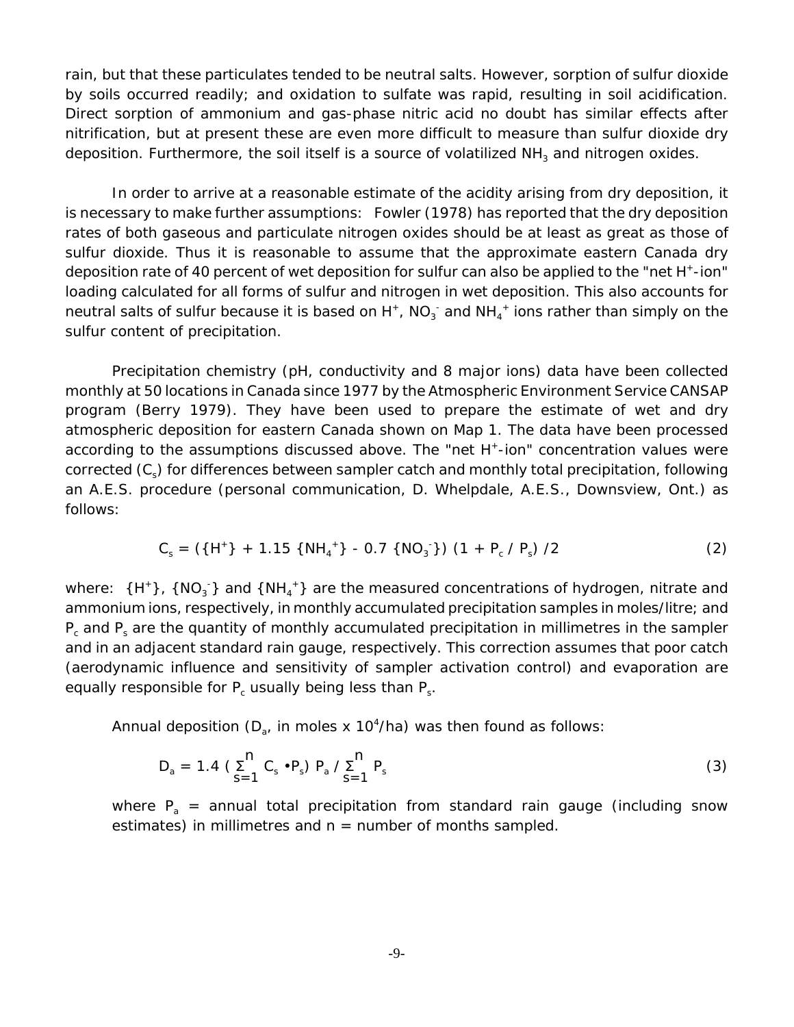rain, but that these particulates tended to be neutral salts. However, sorption of sulfur dioxide by soils occurred readily; and oxidation to sulfate was rapid, resulting in soil acidification. Direct sorption of ammonium and gas-phase nitric acid no doubt has similar effects after nitrification, but at present these are even more difficult to measure than sulfur dioxide dry deposition. Furthermore, the soil itself is a source of volatilized $NH_3$ and nitrogen oxides.

In order to arrive at a reasonable estimate of the acidity arising from dry deposition, it is necessary to make further assumptions: Fowler (1978) has reported that the dry deposition rates of both gaseous and particulate nitrogen oxides should be at least as great as those of sulfur dioxide. Thus it is reasonable to assume that the approximate eastern Canada dry deposition rate of 40 percent of wet deposition for sulfur can also be applied to the "net $H^+$-ion" loading calculated for all forms of sulfur and nitrogen in wet deposition. This also accounts for neutral salts of sulfur because it is based on $H^+$, $NO_3^-$ and $NH_4^+$ ions rather than simply on the sulfur content of precipitation.

Precipitation chemistry (pH, conductivity and 8 major ions) data have been collected monthly at 50 locations in Canada since 1977 by the Atmospheric Environment Service CANSAP program (Berry 1979). They have been used to prepare the estimate of wet and dry atmospheric deposition for eastern Canada shown on Map 1. The data have been processed according to the assumptions discussed above. The "net $H^+$-ion" concentration values were corrected ($C_s$) for differences between sampler catch and monthly total precipitation, following an A.E.S. procedure (personal communication, D. Whelpdale, A.E.S., Downsview, Ont.) as follows:

$$C_s = (\{H^+\} + 1.15\ \{NH_4^+\} - 0.7\ \{NO_3^-\})\ (1 + P_c\ /\ P_s)\ /2 \qquad (2)$$

where: $\{H^+\}$, $\{NO_3^-\}$ and $\{NH_4^+\}$ are the measured concentrations of hydrogen, nitrate and ammonium ions, respectively, in monthly accumulated precipitation samples in moles/litre; and $P_c$ and $P_s$ are the quantity of monthly accumulated precipitation in millimetres in the sampler and in an adjacent standard rain gauge, respectively. This correction assumes that poor catch (aerodynamic influence and sensitivity of sampler activation control) and evaporation are equally responsible for $P_c$ usually being less than $P_s$.

Annual deposition ($D_a$, in moles x $10^4$/ha) was then found as follows:

$$D_a = 1.4\ \left(\sum_{s=1}^{n} C_s \bullet P_s\right) P_a \Big/ \sum_{s=1}^{n} P_s \qquad (3)$$

where $P_a$ = annual total precipitation from standard rain gauge (including snow estimates) in millimetres and n = number of months sampled.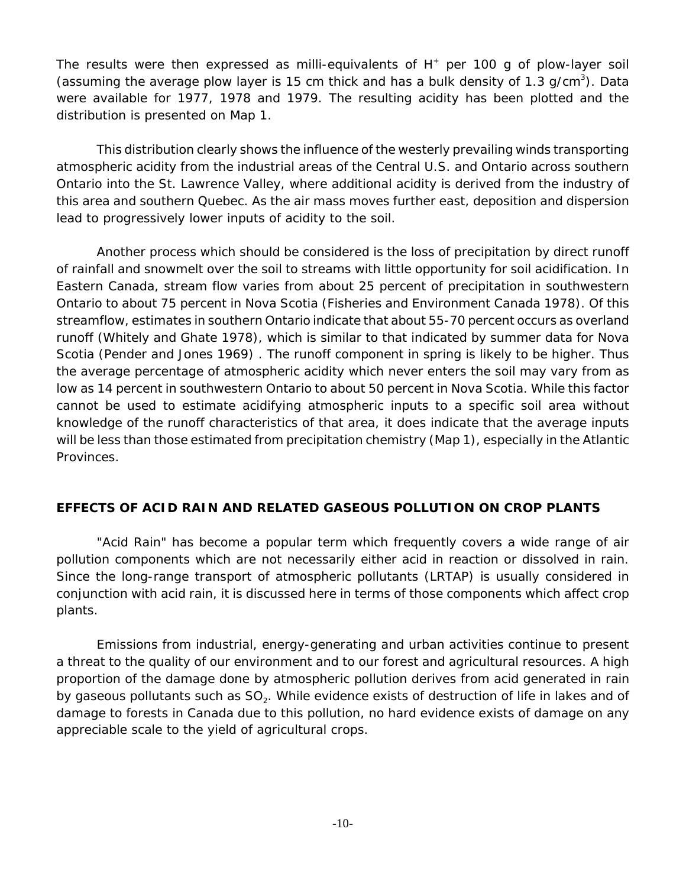The results were then expressed as milli-equivalents of $H^+$ per 100 g of plow-layer soil (assuming the average plow layer is 15 cm thick and has a bulk density of 1.3 g/cm$^3$). Data were available for 1977, 1978 and 1979. The resulting acidity has been plotted and the distribution is presented on Map 1.

This distribution clearly shows the influence of the westerly prevailing winds transporting atmospheric acidity from the industrial areas of the Central U.S. and Ontario across southern Ontario into the St. Lawrence Valley, where additional acidity is derived from the industry of this area and southern Quebec. As the air mass moves further east, deposition and dispersion lead to progressively lower inputs of acidity to the soil.

Another process which should be considered is the loss of precipitation by direct runoff of rainfall and snowmelt over the soil to streams with little opportunity for soil acidification. In Eastern Canada, stream flow varies from about 25 percent of precipitation in southwestern Ontario to about 75 percent in Nova Scotia (Fisheries and Environment Canada 1978). Of this streamflow, estimates in southern Ontario indicate that about 55-70 percent occurs as overland runoff (Whitely and Ghate 1978), which is similar to that indicated by summer data for Nova Scotia (Pender and Jones 1969) . The runoff component in spring is likely to be higher. Thus the average percentage of atmospheric acidity which never enters the soil may vary from as low as 14 percent in southwestern Ontario to about 50 percent in Nova Scotia. While this factor cannot be used to estimate acidifying atmospheric inputs to a specific soil area without knowledge of the runoff characteristics of that area, it does indicate that the average inputs will be less than those estimated from precipitation chemistry (Map 1), especially in the Atlantic Provinces.

## EFFECTS OF ACID RAIN AND RELATED GASEOUS POLLUTION ON CROP PLANTS

"Acid Rain" has become a popular term which frequently covers a wide range of air pollution components which are not necessarily either acid in reaction or dissolved in rain. Since the long-range transport of atmospheric pollutants (LRTAP) is usually considered in conjunction with acid rain, it is discussed here in terms of those components which affect crop plants.

Emissions from industrial, energy-generating and urban activities continue to present a threat to the quality of our environment and to our forest and agricultural resources. A high proportion of the damage done by atmospheric pollution derives from acid generated in rain by gaseous pollutants such as $SO_2$. While evidence exists of destruction of life in lakes and of damage to forests in Canada due to this pollution, no hard evidence exists of damage on any appreciable scale to the yield of agricultural crops.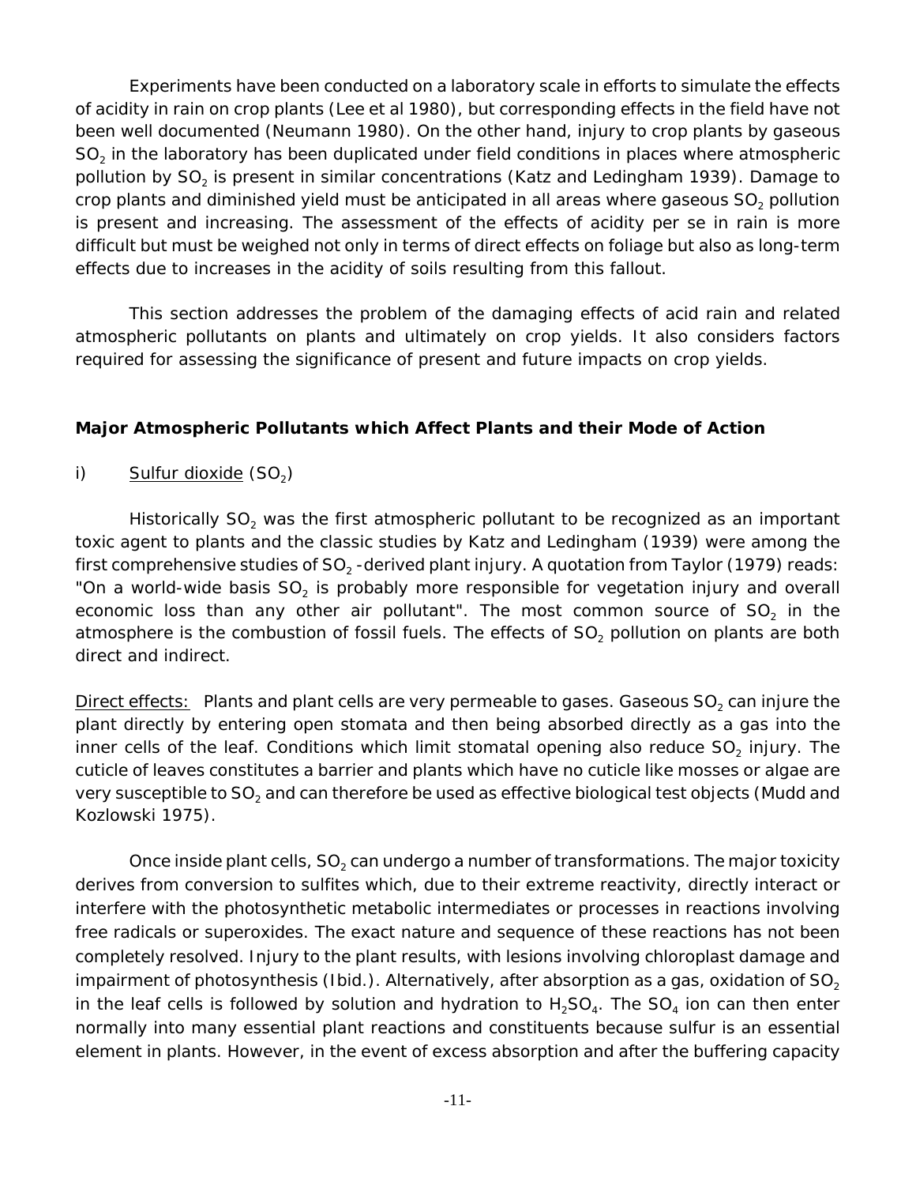Experiments have been conducted on a laboratory scale in efforts to simulate the effects of acidity in rain on crop plants (Lee et al 1980), but corresponding effects in the field have not been well documented (Neumann 1980). On the other hand, injury to crop plants by gaseous $SO_2$ in the laboratory has been duplicated under field conditions in places where atmospheric pollution by $SO_2$ is present in similar concentrations (Katz and Ledingham 1939). Damage to crop plants and diminished yield must be anticipated in all areas where gaseous $SO_2$ pollution is present and increasing. The assessment of the effects of acidity per se in rain is more difficult but must be weighed not only in terms of direct effects on foliage but also as long-term effects due to increases in the acidity of soils resulting from this fallout.

This section addresses the problem of the damaging effects of acid rain and related atmospheric pollutants on plants and ultimately on crop yields. It also considers factors required for assessing the significance of present and future impacts on crop yields.

**Major Atmospheric Pollutants which Affect Plants and their Mode of Action**

i) Sulfur dioxide ($SO_2$)

Historically $SO_2$ was the first atmospheric pollutant to be recognized as an important toxic agent to plants and the classic studies by Katz and Ledingham (1939) were among the first comprehensive studies of $SO_2$ -derived plant injury. A quotation from Taylor (1979) reads: "On a world-wide basis $SO_2$ is probably more responsible for vegetation injury and overall economic loss than any other air pollutant". The most common source of $SO_2$ in the atmosphere is the combustion of fossil fuels. The effects of $SO_2$ pollution on plants are both direct and indirect.

Direct effects: Plants and plant cells are very permeable to gases. Gaseous $SO_2$ can injure the plant directly by entering open stomata and then being absorbed directly as a gas into the inner cells of the leaf. Conditions which limit stomatal opening also reduce $SO_2$ injury. The cuticle of leaves constitutes a barrier and plants which have no cuticle like mosses or algae are very susceptible to $SO_2$ and can therefore be used as effective biological test objects (Mudd and Kozlowski 1975).

Once inside plant cells, $SO_2$ can undergo a number of transformations. The major toxicity derives from conversion to sulfites which, due to their extreme reactivity, directly interact or interfere with the photosynthetic metabolic intermediates or processes in reactions involving free radicals or superoxides. The exact nature and sequence of these reactions has not been completely resolved. Injury to the plant results, with lesions involving chloroplast damage and impairment of photosynthesis (Ibid.). Alternatively, after absorption as a gas, oxidation of $SO_2$ in the leaf cells is followed by solution and hydration to $H_2SO_4$. The $SO_4$ ion can then enter normally into many essential plant reactions and constituents because sulfur is an essential element in plants. However, in the event of excess absorption and after the buffering capacity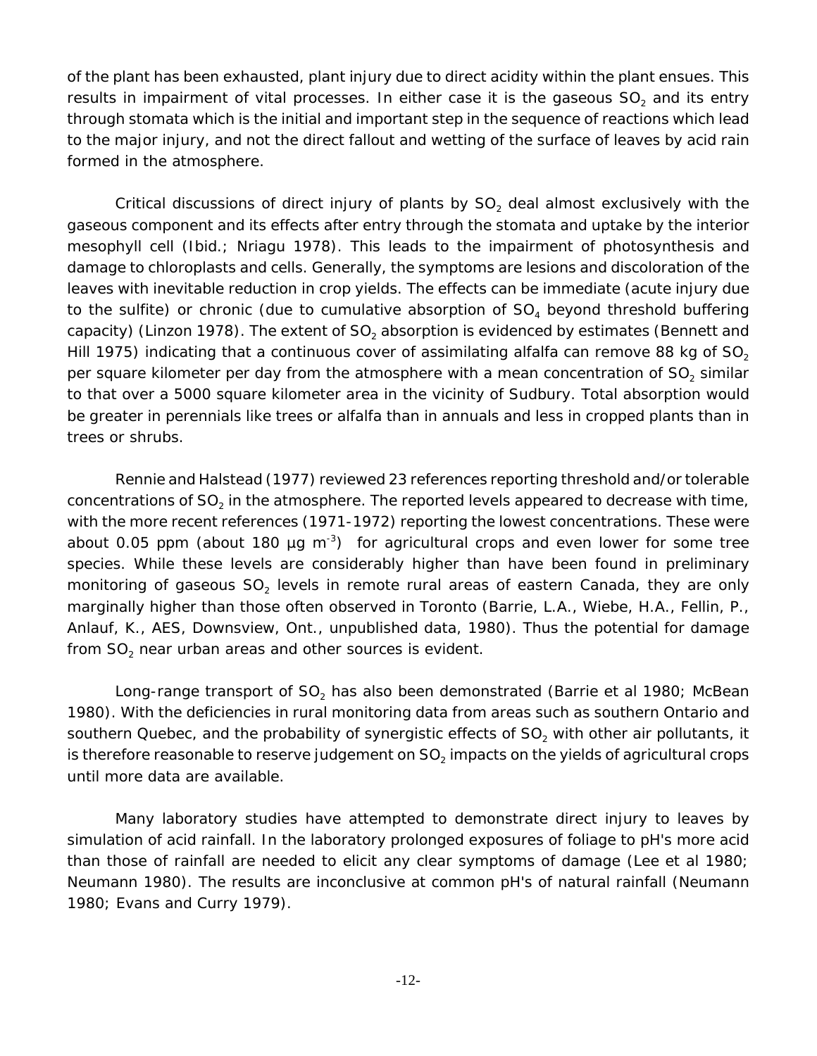of the plant has been exhausted, plant injury due to direct acidity within the plant ensues. This results in impairment of vital processes. In either case it is the gaseous $SO_2$ and its entry through stomata which is the initial and important step in the sequence of reactions which lead to the major injury, and not the direct fallout and wetting of the surface of leaves by acid rain formed in the atmosphere.

Critical discussions of direct injury of plants by $SO_2$ deal almost exclusively with the gaseous component and its effects after entry through the stomata and uptake by the interior mesophyll cell (Ibid.; Nriagu 1978). This leads to the impairment of photosynthesis and damage to chloroplasts and cells. Generally, the symptoms are lesions and discoloration of the leaves with inevitable reduction in crop yields. The effects can be immediate (acute injury due to the sulfite) or chronic (due to cumulative absorption of $SO_4$ beyond threshold buffering capacity) (Linzon 1978). The extent of $SO_2$ absorption is evidenced by estimates (Bennett and Hill 1975) indicating that a continuous cover of assimilating alfalfa can remove 88 kg of $SO_2$ per square kilometer per day from the atmosphere with a mean concentration of $SO_2$ similar to that over a 5000 square kilometer area in the vicinity of Sudbury. Total absorption would be greater in perennials like trees or alfalfa than in annuals and less in cropped plants than in trees or shrubs.

Rennie and Halstead (1977) reviewed 23 references reporting threshold and/or tolerable concentrations of $SO_2$ in the atmosphere. The reported levels appeared to decrease with time, with the more recent references (1971-1972) reporting the lowest concentrations. These were about 0.05 ppm (about 180 $\mu g\ m^{-3}$) for agricultural crops and even lower for some tree species. While these levels are considerably higher than have been found in preliminary monitoring of gaseous $SO_2$ levels in remote rural areas of eastern Canada, they are only marginally higher than those often observed in Toronto (Barrie, L.A., Wiebe, H.A., Fellin, P., Anlauf, K., AES, Downsview, Ont., unpublished data, 1980). Thus the potential for damage from $SO_2$ near urban areas and other sources is evident.

Long-range transport of $SO_2$ has also been demonstrated (Barrie et al 1980; McBean 1980). With the deficiencies in rural monitoring data from areas such as southern Ontario and southern Quebec, and the probability of synergistic effects of $SO_2$ with other air pollutants, it is therefore reasonable to reserve judgement on $SO_2$ impacts on the yields of agricultural crops until more data are available.

Many laboratory studies have attempted to demonstrate direct injury to leaves by simulation of acid rainfall. In the laboratory prolonged exposures of foliage to pH's more acid than those of rainfall are needed to elicit any clear symptoms of damage (Lee et al 1980; Neumann 1980). The results are inconclusive at common pH's of natural rainfall (Neumann 1980; Evans and Curry 1979).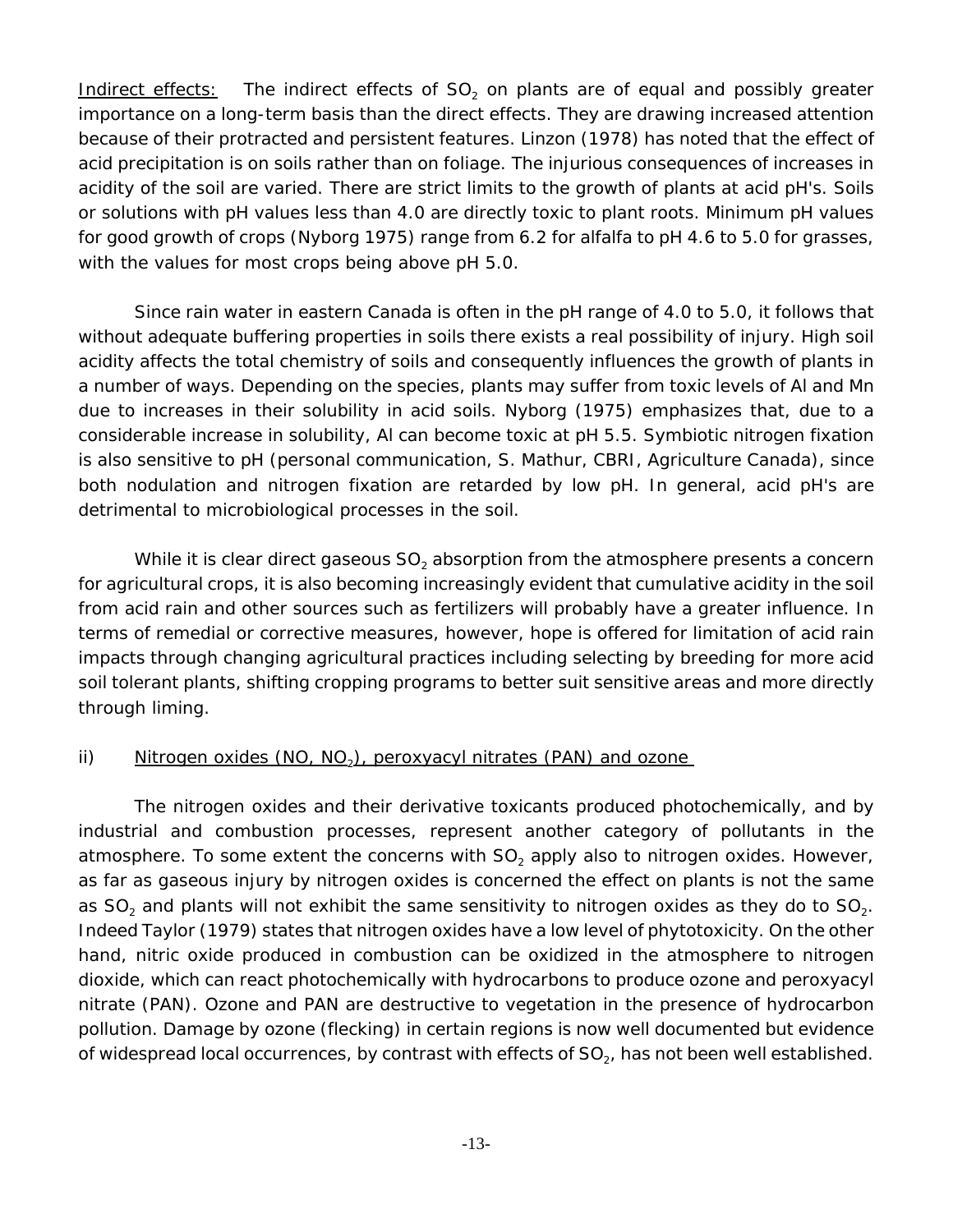Indirect effects: The indirect effects of $SO_2$ on plants are of equal and possibly greater importance on a long-term basis than the direct effects. They are drawing increased attention because of their protracted and persistent features. Linzon (1978) has noted that the effect of acid precipitation is on soils rather than on foliage. The injurious consequences of increases in acidity of the soil are varied. There are strict limits to the growth of plants at acid pH's. Soils or solutions with pH values less than 4.0 are directly toxic to plant roots. Minimum pH values for good growth of crops (Nyborg 1975) range from 6.2 for alfalfa to pH 4.6 to 5.0 for grasses, with the values for most crops being above pH 5.0.

Since rain water in eastern Canada is often in the pH range of 4.0 to 5.0, it follows that without adequate buffering properties in soils there exists a real possibility of injury. High soil acidity affects the total chemistry of soils and consequently influences the growth of plants in a number of ways. Depending on the species, plants may suffer from toxic levels of Al and Mn due to increases in their solubility in acid soils. Nyborg (1975) emphasizes that, due to a considerable increase in solubility, Al can become toxic at pH 5.5. Symbiotic nitrogen fixation is also sensitive to pH (personal communication, S. Mathur, CBRI, Agriculture Canada), since both nodulation and nitrogen fixation are retarded by low pH. In general, acid pH's are detrimental to microbiological processes in the soil.

While it is clear direct gaseous $SO_2$ absorption from the atmosphere presents a concern for agricultural crops, it is also becoming increasingly evident that cumulative acidity in the soil from acid rain and other sources such as fertilizers will probably have a greater influence. In terms of remedial or corrective measures, however, hope is offered for limitation of acid rain impacts through changing agricultural practices including selecting by breeding for more acid soil tolerant plants, shifting cropping programs to better suit sensitive areas and more directly through liming.

ii) Nitrogen oxides (NO, $NO_2$), peroxyacyl nitrates (PAN) and ozone

The nitrogen oxides and their derivative toxicants produced photochemically, and by industrial and combustion processes, represent another category of pollutants in the atmosphere. To some extent the concerns with $SO_2$ apply also to nitrogen oxides. However, as far as gaseous injury by nitrogen oxides is concerned the effect on plants is not the same as $SO_2$ and plants will not exhibit the same sensitivity to nitrogen oxides as they do to $SO_2$. Indeed Taylor (1979) states that nitrogen oxides have a low level of phytotoxicity. On the other hand, nitric oxide produced in combustion can be oxidized in the atmosphere to nitrogen dioxide, which can react photochemically with hydrocarbons to produce ozone and peroxyacyl nitrate (PAN). Ozone and PAN are destructive to vegetation in the presence of hydrocarbon pollution. Damage by ozone (flecking) in certain regions is now well documented but evidence of widespread local occurrences, by contrast with effects of $SO_2$, has not been well established.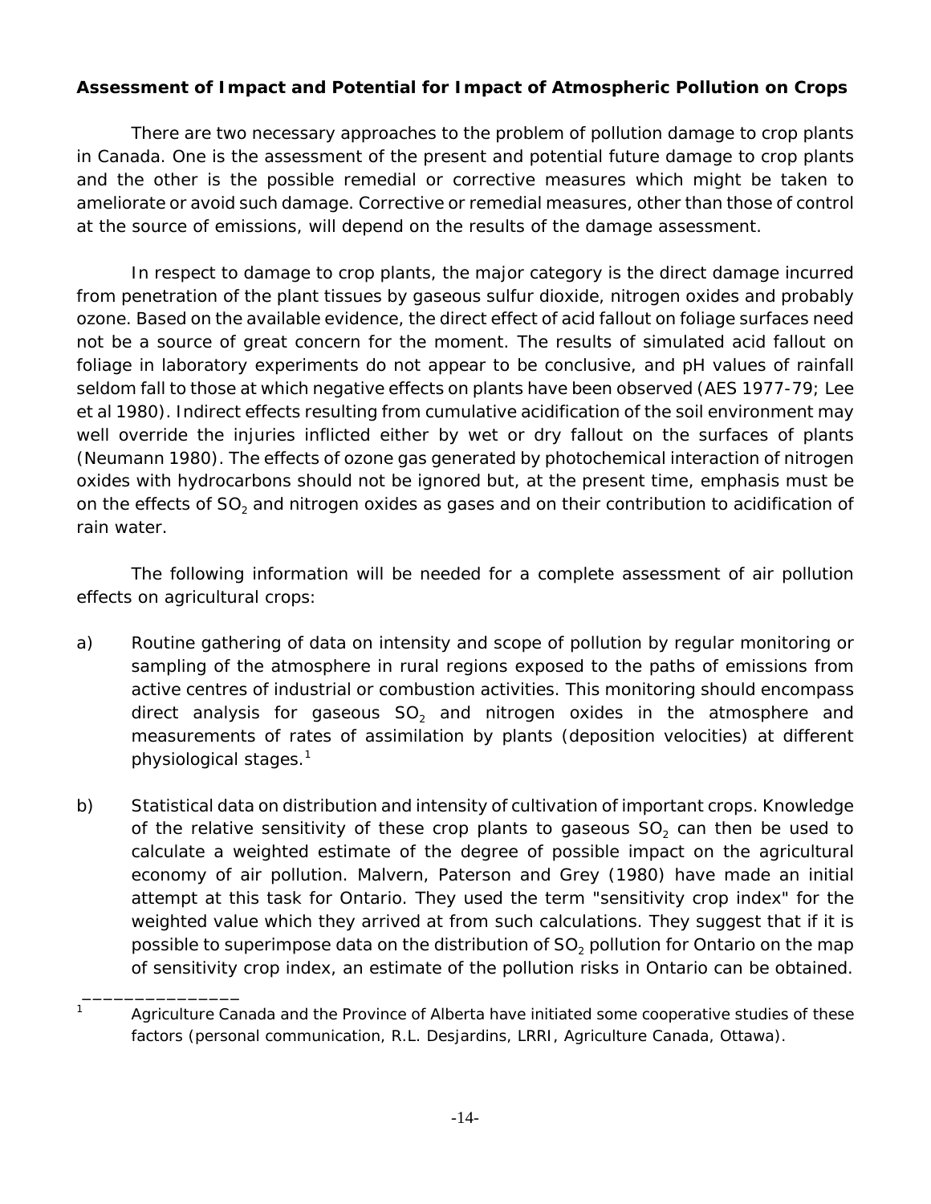**Assessment of Impact and Potential for Impact of Atmospheric Pollution on Crops**

There are two necessary approaches to the problem of pollution damage to crop plants in Canada. One is the assessment of the present and potential future damage to crop plants and the other is the possible remedial or corrective measures which might be taken to ameliorate or avoid such damage. Corrective or remedial measures, other than those of control at the source of emissions, will depend on the results of the damage assessment.

In respect to damage to crop plants, the major category is the direct damage incurred from penetration of the plant tissues by gaseous sulfur dioxide, nitrogen oxides and probably ozone. Based on the available evidence, the direct effect of acid fallout on foliage surfaces need not be a source of great concern for the moment. The results of simulated acid fallout on foliage in laboratory experiments do not appear to be conclusive, and pH values of rainfall seldom fall to those at which negative effects on plants have been observed (AES 1977-79; Lee et al 1980). Indirect effects resulting from cumulative acidification of the soil environment may well override the injuries inflicted either by wet or dry fallout on the surfaces of plants (Neumann 1980). The effects of ozone gas generated by photochemical interaction of nitrogen oxides with hydrocarbons should not be ignored but, at the present time, emphasis must be on the effects of $SO_2$ and nitrogen oxides as gases and on their contribution to acidification of rain water.

The following information will be needed for a complete assessment of air pollution effects on agricultural crops:

a) Routine gathering of data on intensity and scope of pollution by regular monitoring or sampling of the atmosphere in rural regions exposed to the paths of emissions from active centres of industrial or combustion activities. This monitoring should encompass direct analysis for gaseous $SO_2$ and nitrogen oxides in the atmosphere and measurements of rates of assimilation by plants (deposition velocities) at different physiological stages.[1]

b) Statistical data on distribution and intensity of cultivation of important crops. Knowledge of the relative sensitivity of these crop plants to gaseous $SO_2$ can then be used to calculate a weighted estimate of the degree of possible impact on the agricultural economy of air pollution. Malvern, Paterson and Grey (1980) have made an initial attempt at this task for Ontario. They used the term "sensitivity crop index" for the weighted value which they arrived at from such calculations. They suggest that if it is possible to superimpose data on the distribution of $SO_2$ pollution for Ontario on the map of sensitivity crop index, an estimate of the pollution risks in Ontario can be obtained.

---

[1] Agriculture Canada and the Province of Alberta have initiated some cooperative studies of these factors (personal communication, R.L. Desjardins, LRRI, Agriculture Canada, Ottawa).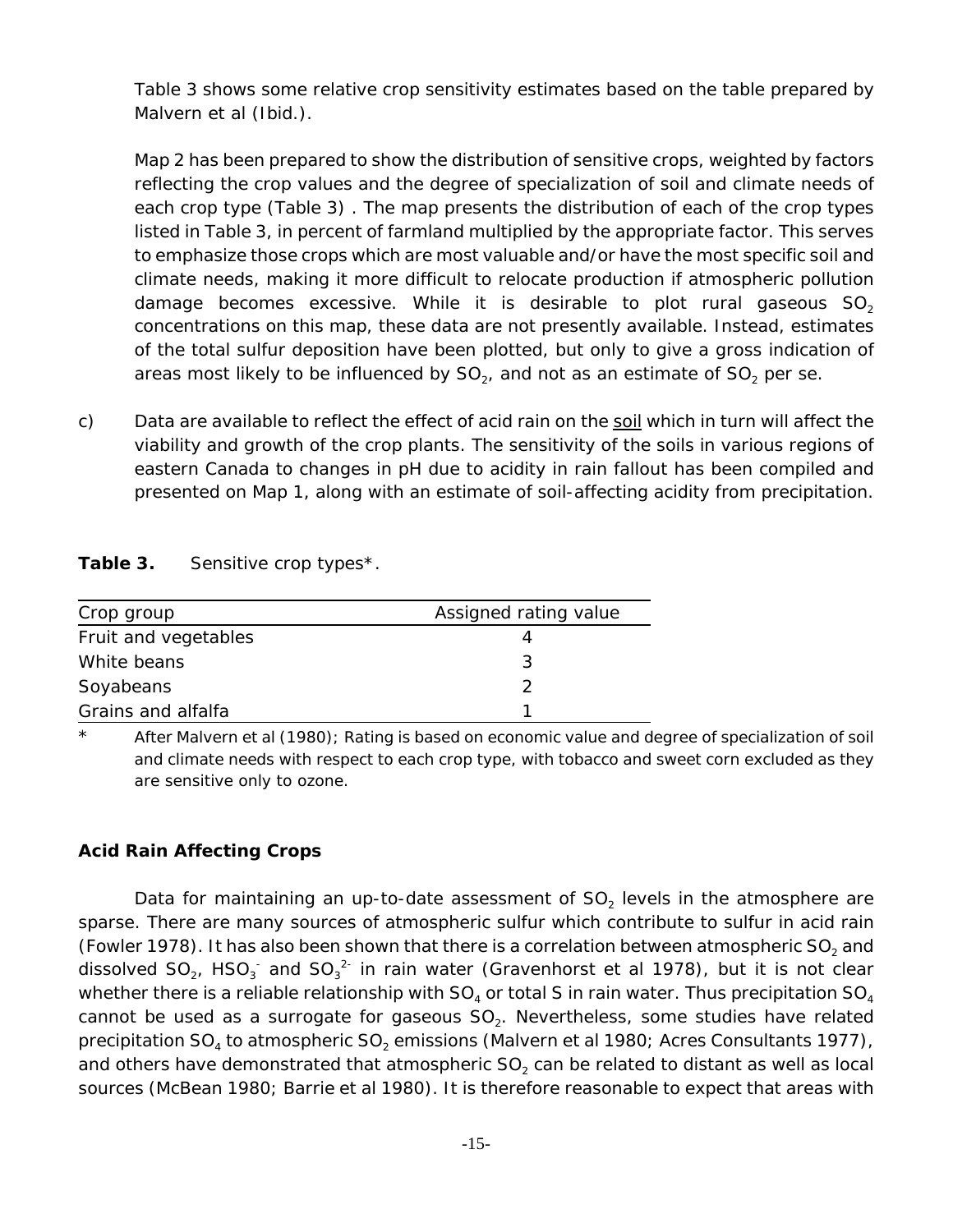Table 3 shows some relative crop sensitivity estimates based on the table prepared by Malvern et al (Ibid.).

Map 2 has been prepared to show the distribution of sensitive crops, weighted by factors reflecting the crop values and the degree of specialization of soil and climate needs of each crop type (Table 3) . The map presents the distribution of each of the crop types listed in Table 3, in percent of farmland multiplied by the appropriate factor. This serves to emphasize those crops which are most valuable and/or have the most specific soil and climate needs, making it more difficult to relocate production if atmospheric pollution damage becomes excessive. While it is desirable to plot rural gaseous $SO_2$ concentrations on this map, these data are not presently available. Instead, estimates of the total sulfur deposition have been plotted, but only to give a gross indication of areas most likely to be influenced by $SO_2$, and not as an estimate of $SO_2$ per se.

c) Data are available to reflect the effect of acid rain on the soil which in turn will affect the viability and growth of the crop plants. The sensitivity of the soils in various regions of eastern Canada to changes in pH due to acidity in rain fallout has been compiled and presented on Map 1, along with an estimate of soil-affecting acidity from precipitation.

**Table 3.** Sensitive crop types*.

| Crop group | Assigned rating value |
|---|---|
| Fruit and vegetables | 4 |
| White beans | 3 |
| Soyabeans | 2 |
| Grains and alfalfa | 1 |

\* After Malvern et al (1980); Rating is based on economic value and degree of specialization of soil and climate needs with respect to each crop type, with tobacco and sweet corn excluded as they are sensitive only to ozone.

### Acid Rain Affecting Crops

Data for maintaining an up-to-date assessment of $SO_2$ levels in the atmosphere are sparse. There are many sources of atmospheric sulfur which contribute to sulfur in acid rain (Fowler 1978). It has also been shown that there is a correlation between atmospheric $SO_2$ and dissolved $SO_2$, $HSO_3^-$ and $SO_3^{2-}$ in rain water (Gravenhorst et al 1978), but it is not clear whether there is a reliable relationship with $SO_4$ or total S in rain water. Thus precipitation $SO_4$ cannot be used as a surrogate for gaseous $SO_2$. Nevertheless, some studies have related precipitation $SO_4$ to atmospheric $SO_2$ emissions (Malvern et al 1980; Acres Consultants 1977), and others have demonstrated that atmospheric $SO_2$ can be related to distant as well as local sources (McBean 1980; Barrie et al 1980). It is therefore reasonable to expect that areas with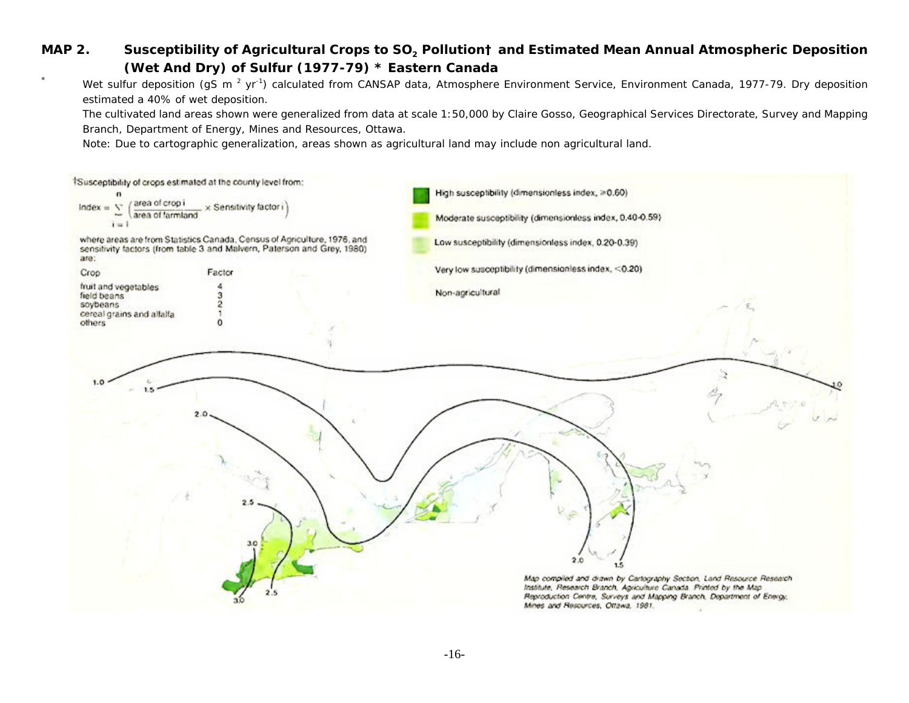## MAP 2. Susceptibility of Agricultural Crops to $SO_2$ Pollution† and Estimated Mean Annual Atmospheric Deposition (Wet And Dry) of Sulfur (1977-79) * Eastern Canada

\* Wet sulfur deposition (gS $m^{-2}$ $yr^{-1}$) calculated from CANSAP data, Atmosphere Environment Service, Environment Canada, 1977-79. Dry deposition estimated a 40% of wet deposition.

The cultivated land areas shown were generalized from data at scale 1:50,000 by Claire Gosso, Geographical Services Directorate, Survey and Mapping Branch, Department of Energy, Mines and Resources, Ottawa.

Note: Due to cartographic generalization, areas shown as agricultural land may include non agricultural land.

†Susceptibility of crops estimated at the county level from:

$$\text{Index} = \sum_{i=1}^{n} \left( \frac{\text{area of crop } i}{\text{area of farmland}} \times \text{Sensitivity factor } i \right)$$

where areas are from Statistics Canada, Census of Agriculture, 1976, and sensitivity factors (from table 3 and Malvern, Paterson and Grey, 1980) are:

| Crop | Factor |
|---|---|
| fruit and vegetables | 4 |
| field beans | 3 |
| soybeans | 2 |
| cereal grains and alfalfa | 1 |
| others | 0 |

- High susceptibility (dimensionless index, ≥0.60)
- Moderate susceptibility (dimensionless index, 0.40-0.59)
- Low susceptibility (dimensionless index, 0.20-0.39)
- Very low susceptibility (dimensionless index, <0.20)
- Non-agricultural

1.0 1.5 2.0 2.5 3.0 3.0 2.5 2.0 1.5 1.0

Map compiled and drawn by Cartography Section, Land Resource Research Institute, Research Branch, Agriculture Canada. Printed by the Map Reproduction Centre, Surveys and Mapping Branch, Department of Energy, Mines and Resources, Ottawa, 1981.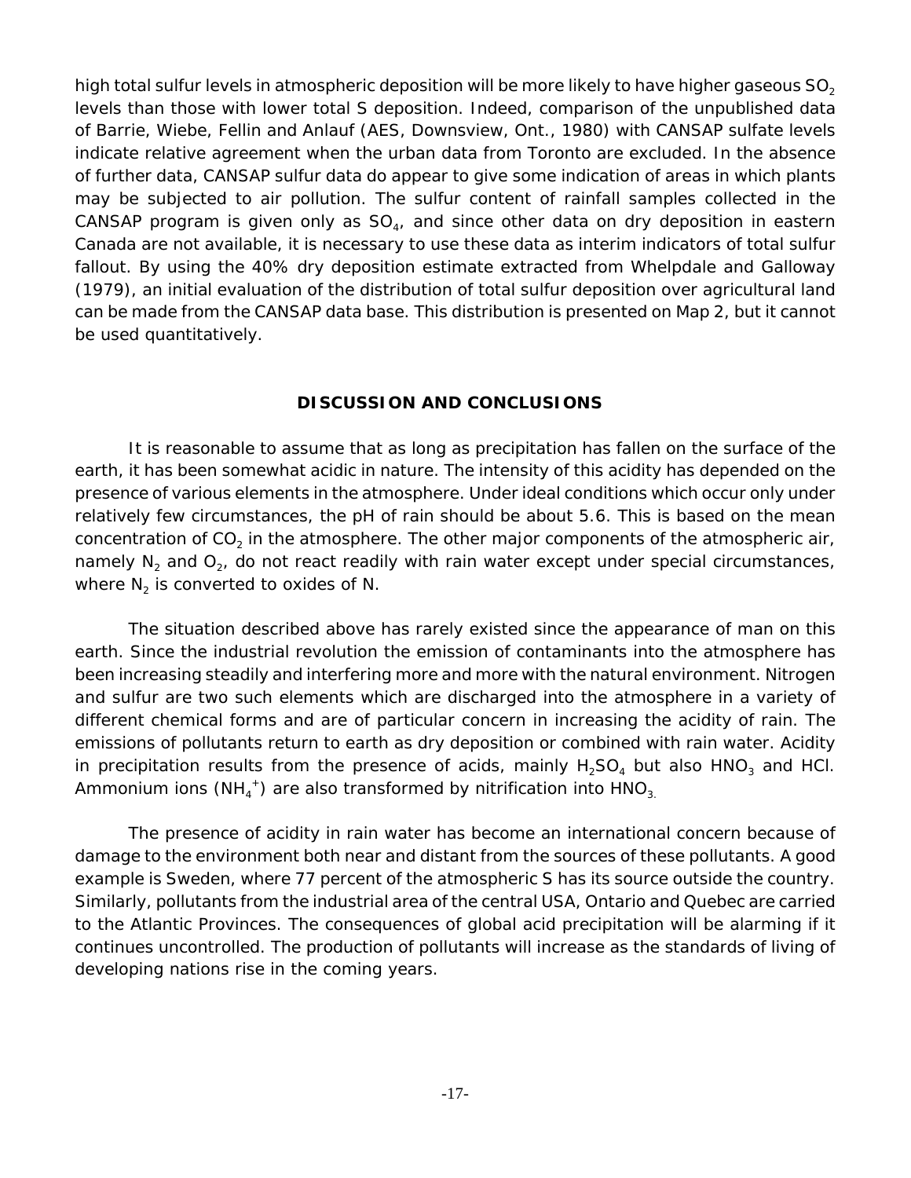high total sulfur levels in atmospheric deposition will be more likely to have higher gaseous $SO_2$ levels than those with lower total S deposition. Indeed, comparison of the unpublished data of Barrie, Wiebe, Fellin and Anlauf (AES, Downsview, Ont., 1980) with CANSAP sulfate levels indicate relative agreement when the urban data from Toronto are excluded. In the absence of further data, CANSAP sulfur data do appear to give some indication of areas in which plants may be subjected to air pollution. The sulfur content of rainfall samples collected in the CANSAP program is given only as $SO_4$, and since other data on dry deposition in eastern Canada are not available, it is necessary to use these data as interim indicators of total sulfur fallout. By using the 40% dry deposition estimate extracted from Whelpdale and Galloway (1979), an initial evaluation of the distribution of total sulfur deposition over agricultural land can be made from the CANSAP data base. This distribution is presented on Map 2, but it cannot be used quantitatively.

## DISCUSSION AND CONCLUSIONS

It is reasonable to assume that as long as precipitation has fallen on the surface of the earth, it has been somewhat acidic in nature. The intensity of this acidity has depended on the presence of various elements in the atmosphere. Under ideal conditions which occur only under relatively few circumstances, the pH of rain should be about 5.6. This is based on the mean concentration of $CO_2$ in the atmosphere. The other major components of the atmospheric air, namely $N_2$ and $O_2$, do not react readily with rain water except under special circumstances, where $N_2$ is converted to oxides of N.

The situation described above has rarely existed since the appearance of man on this earth. Since the industrial revolution the emission of contaminants into the atmosphere has been increasing steadily and interfering more and more with the natural environment. Nitrogen and sulfur are two such elements which are discharged into the atmosphere in a variety of different chemical forms and are of particular concern in increasing the acidity of rain. The emissions of pollutants return to earth as dry deposition or combined with rain water. Acidity in precipitation results from the presence of acids, mainly $H_2SO_4$ but also $HNO_3$ and HCl. Ammonium ions ($NH_4^+$) are also transformed by nitrification into $HNO_3$.

The presence of acidity in rain water has become an international concern because of damage to the environment both near and distant from the sources of these pollutants. A good example is Sweden, where 77 percent of the atmospheric S has its source outside the country. Similarly, pollutants from the industrial area of the central USA, Ontario and Quebec are carried to the Atlantic Provinces. The consequences of global acid precipitation will be alarming if it continues uncontrolled. The production of pollutants will increase as the standards of living of developing nations rise in the coming years.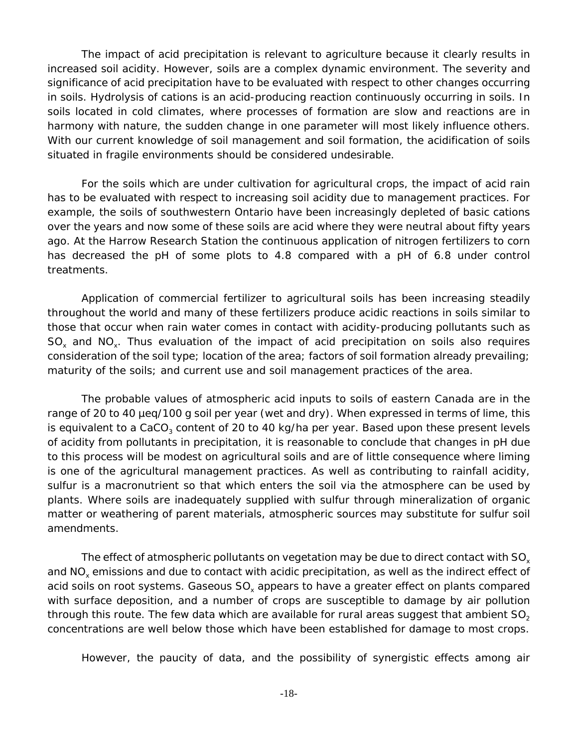The impact of acid precipitation is relevant to agriculture because it clearly results in increased soil acidity. However, soils are a complex dynamic environment. The severity and significance of acid precipitation have to be evaluated with respect to other changes occurring in soils. Hydrolysis of cations is an acid-producing reaction continuously occurring in soils. In soils located in cold climates, where processes of formation are slow and reactions are in harmony with nature, the sudden change in one parameter will most likely influence others. With our current knowledge of soil management and soil formation, the acidification of soils situated in fragile environments should be considered undesirable.

For the soils which are under cultivation for agricultural crops, the impact of acid rain has to be evaluated with respect to increasing soil acidity due to management practices. For example, the soils of southwestern Ontario have been increasingly depleted of basic cations over the years and now some of these soils are acid where they were neutral about fifty years ago. At the Harrow Research Station the continuous application of nitrogen fertilizers to corn has decreased the pH of some plots to 4.8 compared with a pH of 6.8 under control treatments.

Application of commercial fertilizer to agricultural soils has been increasing steadily throughout the world and many of these fertilizers produce acidic reactions in soils similar to those that occur when rain water comes in contact with acidity-producing pollutants such as $SO_x$ and $NO_x$. Thus evaluation of the impact of acid precipitation on soils also requires consideration of the soil type; location of the area; factors of soil formation already prevailing; maturity of the soils; and current use and soil management practices of the area.

The probable values of atmospheric acid inputs to soils of eastern Canada are in the range of 20 to 40 µeq/100 g soil per year (wet and dry). When expressed in terms of lime, this is equivalent to a $CaCO_3$ content of 20 to 40 kg/ha per year. Based upon these present levels of acidity from pollutants in precipitation, it is reasonable to conclude that changes in pH due to this process will be modest on agricultural soils and are of little consequence where liming is one of the agricultural management practices. As well as contributing to rainfall acidity, sulfur is a macronutrient so that which enters the soil via the atmosphere can be used by plants. Where soils are inadequately supplied with sulfur through mineralization of organic matter or weathering of parent materials, atmospheric sources may substitute for sulfur soil amendments.

The effect of atmospheric pollutants on vegetation may be due to direct contact with $SO_x$ and $NO_x$ emissions and due to contact with acidic precipitation, as well as the indirect effect of acid soils on root systems. Gaseous $SO_x$ appears to have a greater effect on plants compared with surface deposition, and a number of crops are susceptible to damage by air pollution through this route. The few data which are available for rural areas suggest that ambient $SO_2$ concentrations are well below those which have been established for damage to most crops.

However, the paucity of data, and the possibility of synergistic effects among air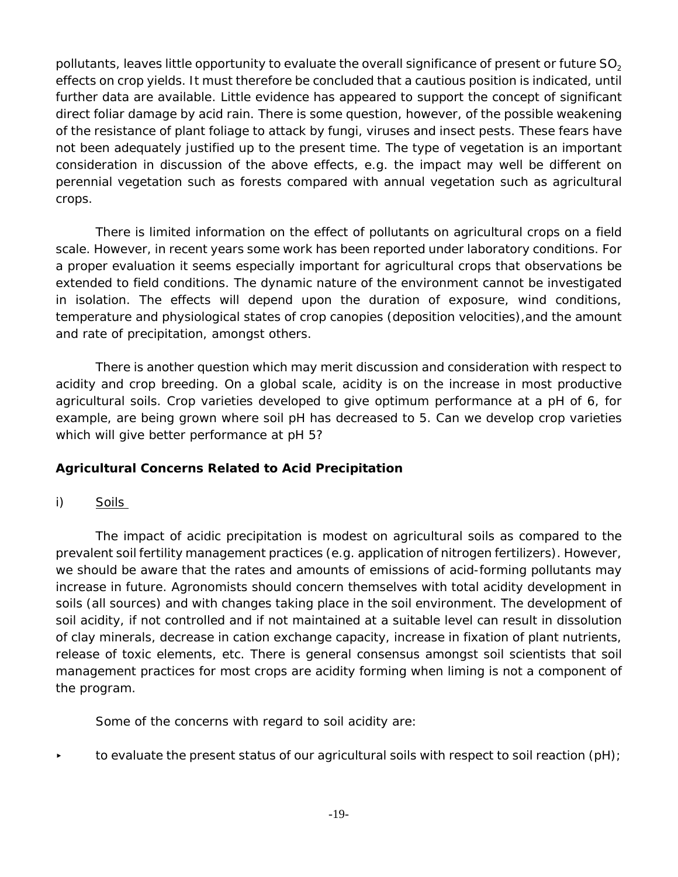pollutants, leaves little opportunity to evaluate the overall significance of present or future $SO_2$ effects on crop yields. It must therefore be concluded that a cautious position is indicated, until further data are available. Little evidence has appeared to support the concept of significant direct foliar damage by acid rain. There is some question, however, of the possible weakening of the resistance of plant foliage to attack by fungi, viruses and insect pests. These fears have not been adequately justified up to the present time. The type of vegetation is an important consideration in discussion of the above effects, e.g. the impact may well be different on perennial vegetation such as forests compared with annual vegetation such as agricultural crops.

There is limited information on the effect of pollutants on agricultural crops on a field scale. However, in recent years some work has been reported under laboratory conditions. For a proper evaluation it seems especially important for agricultural crops that observations be extended to field conditions. The dynamic nature of the environment cannot be investigated in isolation. The effects will depend upon the duration of exposure, wind conditions, temperature and physiological states of crop canopies (deposition velocities),and the amount and rate of precipitation, amongst others.

There is another question which may merit discussion and consideration with respect to acidity and crop breeding. On a global scale, acidity is on the increase in most productive agricultural soils. Crop varieties developed to give optimum performance at a pH of 6, for example, are being grown where soil pH has decreased to 5. Can we develop crop varieties which will give better performance at pH 5?

**Agricultural Concerns Related to Acid Precipitation**

i) Soils

The impact of acidic precipitation is modest on agricultural soils as compared to the prevalent soil fertility management practices (e.g. application of nitrogen fertilizers). However, we should be aware that the rates and amounts of emissions of acid-forming pollutants may increase in future. Agronomists should concern themselves with total acidity development in soils (all sources) and with changes taking place in the soil environment. The development of soil acidity, if not controlled and if not maintained at a suitable level can result in dissolution of clay minerals, decrease in cation exchange capacity, increase in fixation of plant nutrients, release of toxic elements, etc. There is general consensus amongst soil scientists that soil management practices for most crops are acidity forming when liming is not a component of the program.

Some of the concerns with regard to soil acidity are:

- to evaluate the present status of our agricultural soils with respect to soil reaction (pH);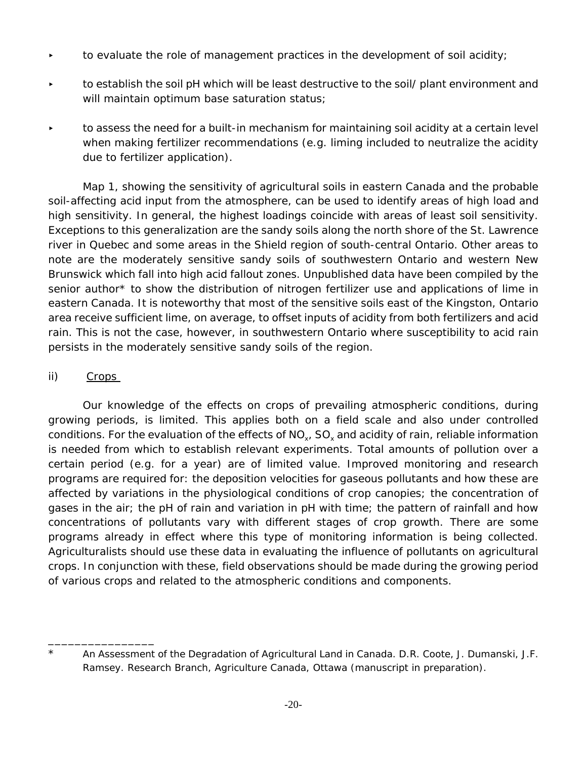- to evaluate the role of management practices in the development of soil acidity;
- to establish the soil pH which will be least destructive to the soil/ plant environment and will maintain optimum base saturation status;
- to assess the need for a built-in mechanism for maintaining soil acidity at a certain level when making fertilizer recommendations (e.g. liming included to neutralize the acidity due to fertilizer application).

Map 1, showing the sensitivity of agricultural soils in eastern Canada and the probable soil-affecting acid input from the atmosphere, can be used to identify areas of high load and high sensitivity. In general, the highest loadings coincide with areas of least soil sensitivity. Exceptions to this generalization are the sandy soils along the north shore of the St. Lawrence river in Quebec and some areas in the Shield region of south-central Ontario. Other areas to note are the moderately sensitive sandy soils of southwestern Ontario and western New Brunswick which fall into high acid fallout zones. Unpublished data have been compiled by the senior author* to show the distribution of nitrogen fertilizer use and applications of lime in eastern Canada. It is noteworthy that most of the sensitive soils east of the Kingston, Ontario area receive sufficient lime, on average, to offset inputs of acidity from both fertilizers and acid rain. This is not the case, however, in southwestern Ontario where susceptibility to acid rain persists in the moderately sensitive sandy soils of the region.

ii) Crops

Our knowledge of the effects on crops of prevailing atmospheric conditions, during growing periods, is limited. This applies both on a field scale and also under controlled conditions. For the evaluation of the effects of $NO_x$, $SO_x$ and acidity of rain, reliable information is needed from which to establish relevant experiments. Total amounts of pollution over a certain period (e.g. for a year) are of limited value. Improved monitoring and research programs are required for: the deposition velocities for gaseous pollutants and how these are affected by variations in the physiological conditions of crop canopies; the concentration of gases in the air; the pH of rain and variation in pH with time; the pattern of rainfall and how concentrations of pollutants vary with different stages of crop growth. There are some programs already in effect where this type of monitoring information is being collected. Agriculturalists should use these data in evaluating the influence of pollutants on agricultural crops. In conjunction with these, field observations should be made during the growing period of various crops and related to the atmospheric conditions and components.

---

\* An Assessment of the Degradation of Agricultural Land in Canada. D.R. Coote, J. Dumanski, J.F. Ramsey. Research Branch, Agriculture Canada, Ottawa (manuscript in preparation).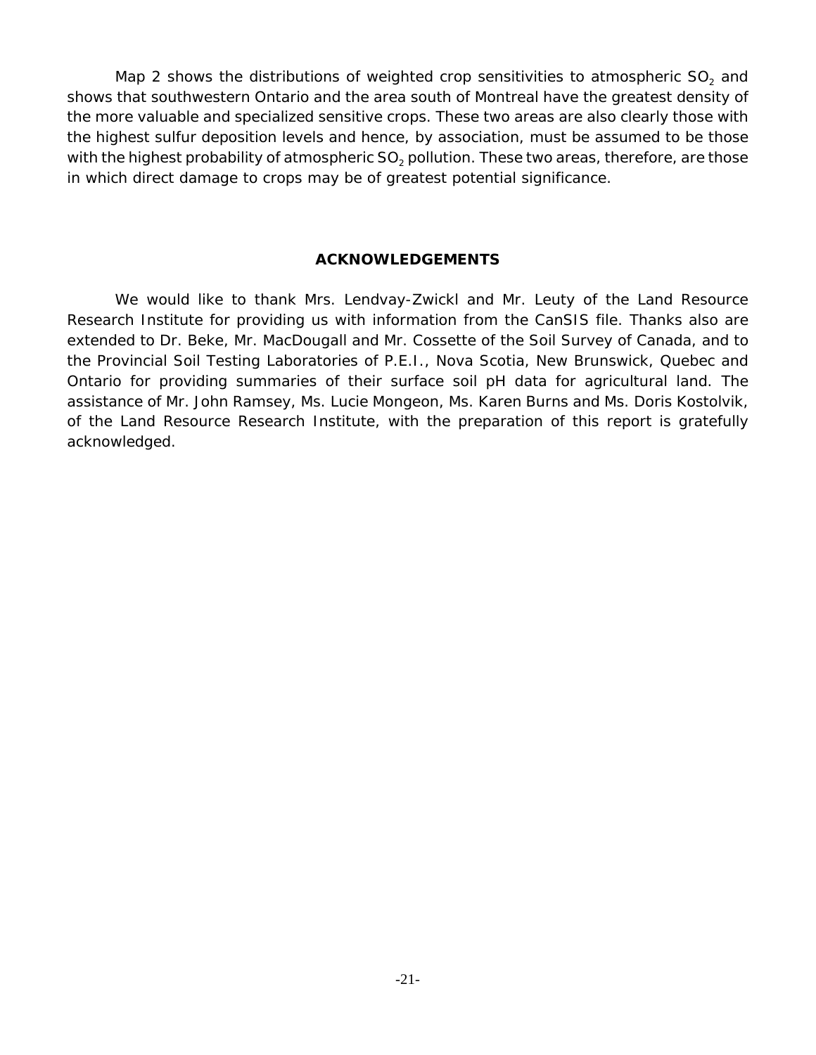Map 2 shows the distributions of weighted crop sensitivities to atmospheric $SO_2$ and shows that southwestern Ontario and the area south of Montreal have the greatest density of the more valuable and specialized sensitive crops. These two areas are also clearly those with the highest sulfur deposition levels and hence, by association, must be assumed to be those with the highest probability of atmospheric $SO_2$ pollution. These two areas, therefore, are those in which direct damage to crops may be of greatest potential significance.

## ACKNOWLEDGEMENTS

We would like to thank Mrs. Lendvay-Zwickl and Mr. Leuty of the Land Resource Research Institute for providing us with information from the CanSIS file. Thanks also are extended to Dr. Beke, Mr. MacDougall and Mr. Cossette of the Soil Survey of Canada, and to the Provincial Soil Testing Laboratories of P.E.I., Nova Scotia, New Brunswick, Quebec and Ontario for providing summaries of their surface soil pH data for agricultural land. The assistance of Mr. John Ramsey, Ms. Lucie Mongeon, Ms. Karen Burns and Ms. Doris Kostolvik, of the Land Resource Research Institute, with the preparation of this report is gratefully acknowledged.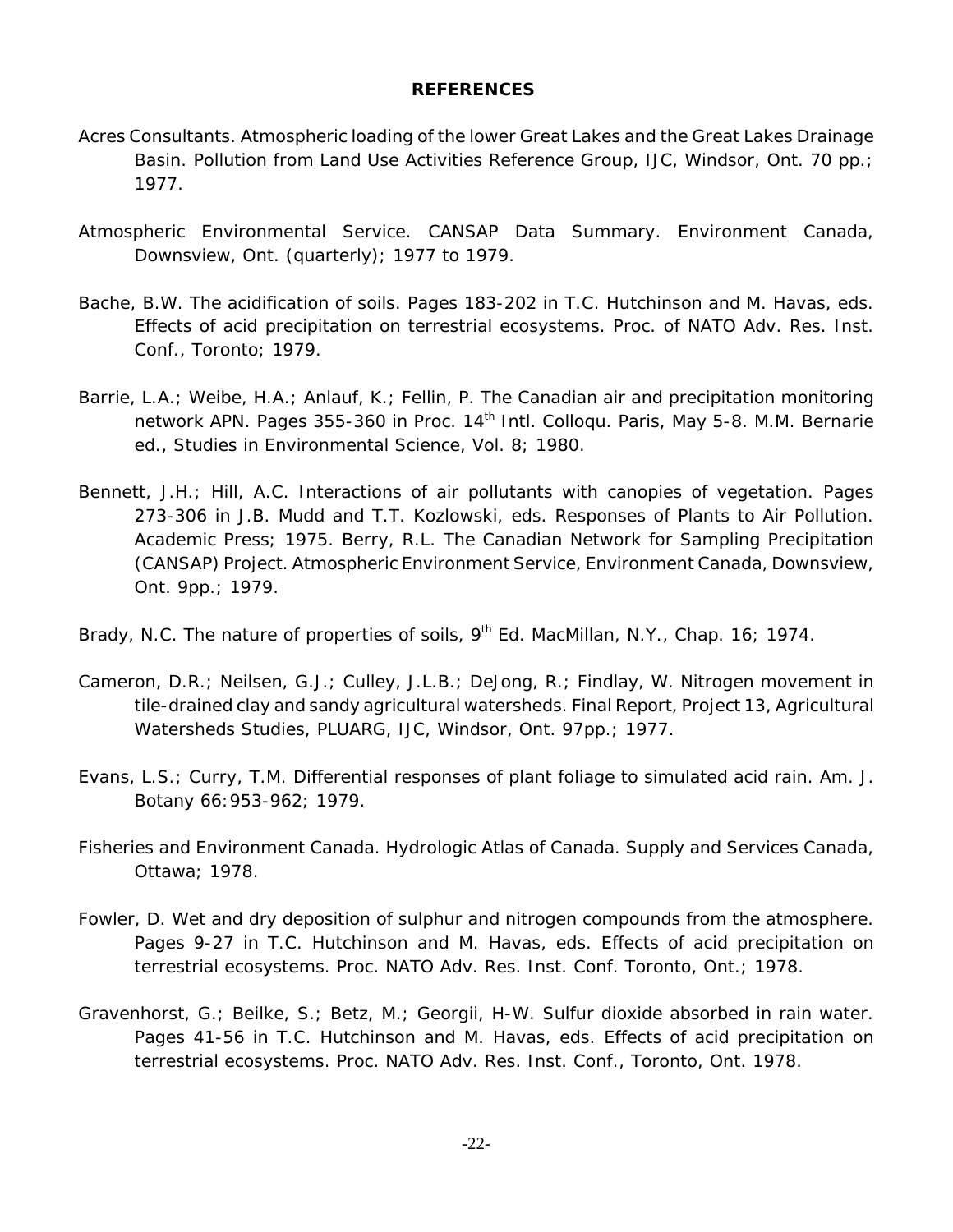## REFERENCES

Acres Consultants. Atmospheric loading of the lower Great Lakes and the Great Lakes Drainage Basin. Pollution from Land Use Activities Reference Group, IJC, Windsor, Ont. 70 pp.; 1977.

Atmospheric Environmental Service. CANSAP Data Summary. Environment Canada, Downsview, Ont. (quarterly); 1977 to 1979.

Bache, B.W. The acidification of soils. Pages 183-202 in T.C. Hutchinson and M. Havas, eds. Effects of acid precipitation on terrestrial ecosystems. Proc. of NATO Adv. Res. Inst. Conf., Toronto; 1979.

Barrie, L.A.; Weibe, H.A.; Anlauf, K.; Fellin, P. The Canadian air and precipitation monitoring network APN. Pages 355-360 in Proc. 14th Intl. Colloqu. Paris, May 5-8. M.M. Bernarie ed., Studies in Environmental Science, Vol. 8; 1980.

Bennett, J.H.; Hill, A.C. Interactions of air pollutants with canopies of vegetation. Pages 273-306 in J.B. Mudd and T.T. Kozlowski, eds. Responses of Plants to Air Pollution. Academic Press; 1975. Berry, R.L. The Canadian Network for Sampling Precipitation (CANSAP) Project. Atmospheric Environment Service, Environment Canada, Downsview, Ont. 9pp.; 1979.

Brady, N.C. The nature of properties of soils, 9th Ed. MacMillan, N.Y., Chap. 16; 1974.

Cameron, D.R.; Neilsen, G.J.; Culley, J.L.B.; DeJong, R.; Findlay, W. Nitrogen movement in tile-drained clay and sandy agricultural watersheds. Final Report, Project 13, Agricultural Watersheds Studies, PLUARG, IJC, Windsor, Ont. 97pp.; 1977.

Evans, L.S.; Curry, T.M. Differential responses of plant foliage to simulated acid rain. Am. J. Botany 66:953-962; 1979.

Fisheries and Environment Canada. Hydrologic Atlas of Canada. Supply and Services Canada, Ottawa; 1978.

Fowler, D. Wet and dry deposition of sulphur and nitrogen compounds from the atmosphere. Pages 9-27 in T.C. Hutchinson and M. Havas, eds. Effects of acid precipitation on terrestrial ecosystems. Proc. NATO Adv. Res. Inst. Conf. Toronto, Ont.; 1978.

Gravenhorst, G.; Beilke, S.; Betz, M.; Georgii, H-W. Sulfur dioxide absorbed in rain water. Pages 41-56 in T.C. Hutchinson and M. Havas, eds. Effects of acid precipitation on terrestrial ecosystems. Proc. NATO Adv. Res. Inst. Conf., Toronto, Ont. 1978.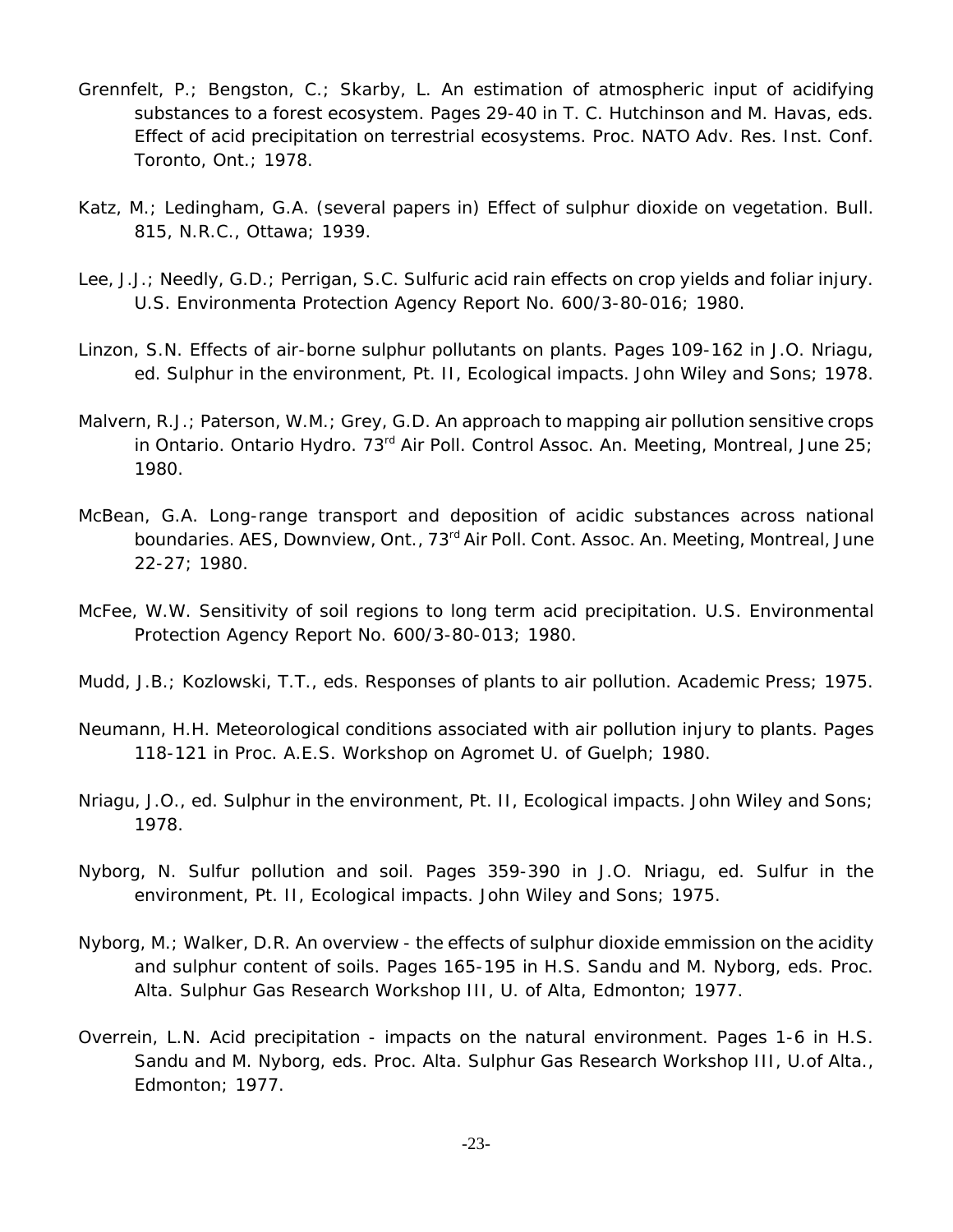Grennfelt, P.; Bengston, C.; Skarby, L. An estimation of atmospheric input of acidifying substances to a forest ecosystem. Pages 29-40 in T. C. Hutchinson and M. Havas, eds. Effect of acid precipitation on terrestrial ecosystems. Proc. NATO Adv. Res. Inst. Conf. Toronto, Ont.; 1978.

Katz, M.; Ledingham, G.A. (several papers in) Effect of sulphur dioxide on vegetation. Bull. 815, N.R.C., Ottawa; 1939.

Lee, J.J.; Needly, G.D.; Perrigan, S.C. Sulfuric acid rain effects on crop yields and foliar injury. U.S. Environmenta Protection Agency Report No. 600/3-80-016; 1980.

Linzon, S.N. Effects of air-borne sulphur pollutants on plants. Pages 109-162 in J.O. Nriagu, ed. Sulphur in the environment, Pt. II, Ecological impacts. John Wiley and Sons; 1978.

Malvern, R.J.; Paterson, W.M.; Grey, G.D. An approach to mapping air pollution sensitive crops in Ontario. Ontario Hydro. 73rd Air Poll. Control Assoc. An. Meeting, Montreal, June 25; 1980.

McBean, G.A. Long-range transport and deposition of acidic substances across national boundaries. AES, Downview, Ont., 73rd Air Poll. Cont. Assoc. An. Meeting, Montreal, June 22-27; 1980.

McFee, W.W. Sensitivity of soil regions to long term acid precipitation. U.S. Environmental Protection Agency Report No. 600/3-80-013; 1980.

Mudd, J.B.; Kozlowski, T.T., eds. Responses of plants to air pollution. Academic Press; 1975.

Neumann, H.H. Meteorological conditions associated with air pollution injury to plants. Pages 118-121 in Proc. A.E.S. Workshop on Agromet U. of Guelph; 1980.

Nriagu, J.O., ed. Sulphur in the environment, Pt. II, Ecological impacts. John Wiley and Sons; 1978.

Nyborg, N. Sulfur pollution and soil. Pages 359-390 in J.O. Nriagu, ed. Sulfur in the environment, Pt. II, Ecological impacts. John Wiley and Sons; 1975.

Nyborg, M.; Walker, D.R. An overview - the effects of sulphur dioxide emmission on the acidity and sulphur content of soils. Pages 165-195 in H.S. Sandu and M. Nyborg, eds. Proc. Alta. Sulphur Gas Research Workshop III, U. of Alta, Edmonton; 1977.

Overrein, L.N. Acid precipitation - impacts on the natural environment. Pages 1-6 in H.S. Sandu and M. Nyborg, eds. Proc. Alta. Sulphur Gas Research Workshop III, U.of Alta., Edmonton; 1977.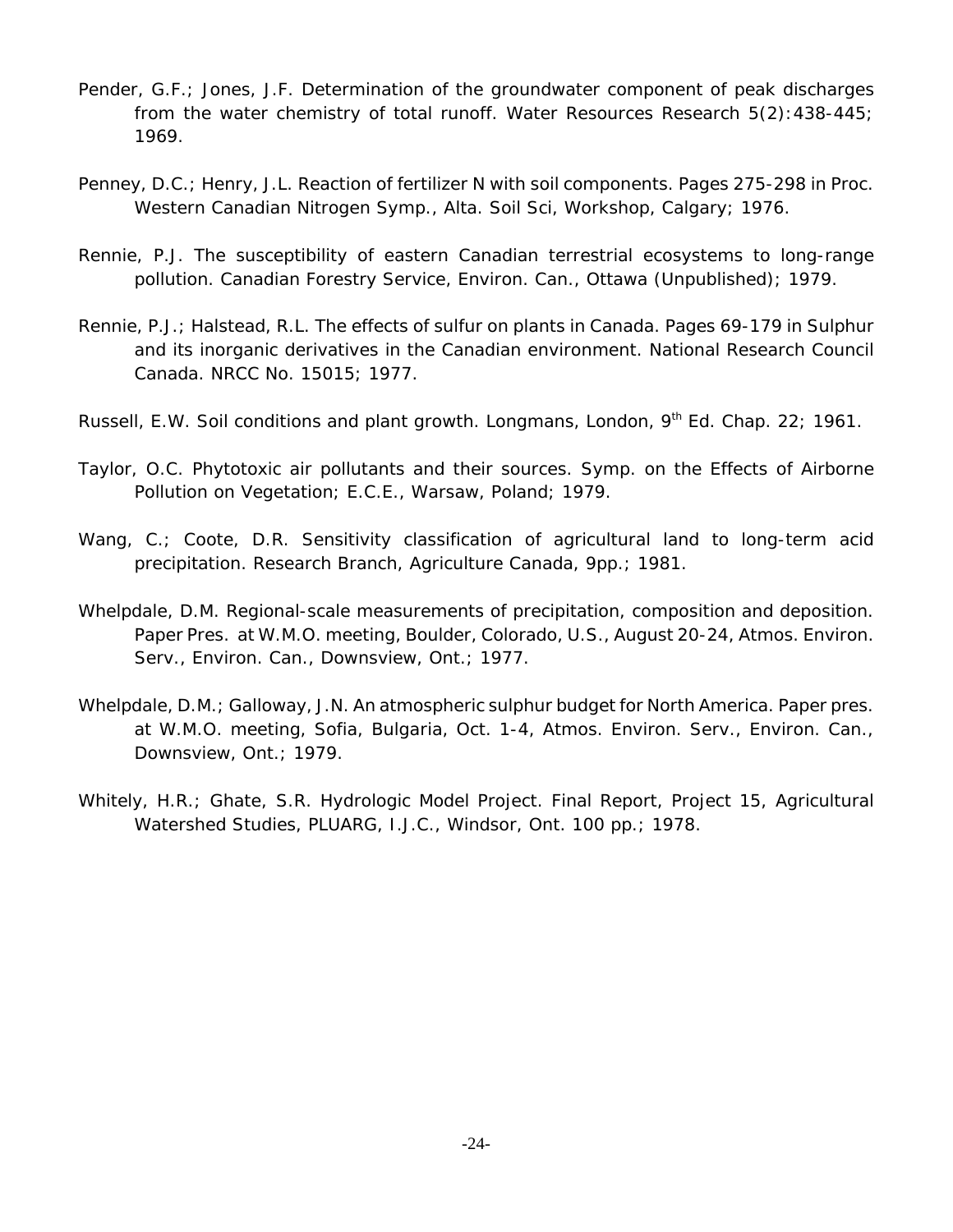Pender, G.F.; Jones, J.F. Determination of the groundwater component of peak discharges from the water chemistry of total runoff. Water Resources Research 5(2):438-445; 1969.

Penney, D.C.; Henry, J.L. Reaction of fertilizer N with soil components. Pages 275-298 in Proc. Western Canadian Nitrogen Symp., Alta. Soil Sci, Workshop, Calgary; 1976.

Rennie, P.J. The susceptibility of eastern Canadian terrestrial ecosystems to long-range pollution. Canadian Forestry Service, Environ. Can., Ottawa (Unpublished); 1979.

Rennie, P.J.; Halstead, R.L. The effects of sulfur on plants in Canada. Pages 69-179 in Sulphur and its inorganic derivatives in the Canadian environment. National Research Council Canada. NRCC No. 15015; 1977.

Russell, E.W. Soil conditions and plant growth. Longmans, London, 9th Ed. Chap. 22; 1961.

Taylor, O.C. Phytotoxic air pollutants and their sources. Symp. on the Effects of Airborne Pollution on Vegetation; E.C.E., Warsaw, Poland; 1979.

Wang, C.; Coote, D.R. Sensitivity classification of agricultural land to long-term acid precipitation. Research Branch, Agriculture Canada, 9pp.; 1981.

Whelpdale, D.M. Regional-scale measurements of precipitation, composition and deposition. Paper Pres. at W.M.O. meeting, Boulder, Colorado, U.S., August 20-24, Atmos. Environ. Serv., Environ. Can., Downsview, Ont.; 1977.

Whelpdale, D.M.; Galloway, J.N. An atmospheric sulphur budget for North America. Paper pres. at W.M.O. meeting, Sofia, Bulgaria, Oct. 1-4, Atmos. Environ. Serv., Environ. Can., Downsview, Ont.; 1979.

Whitely, H.R.; Ghate, S.R. Hydrologic Model Project. Final Report, Project 15, Agricultural Watershed Studies, PLUARG, I.J.C., Windsor, Ont. 100 pp.; 1978.